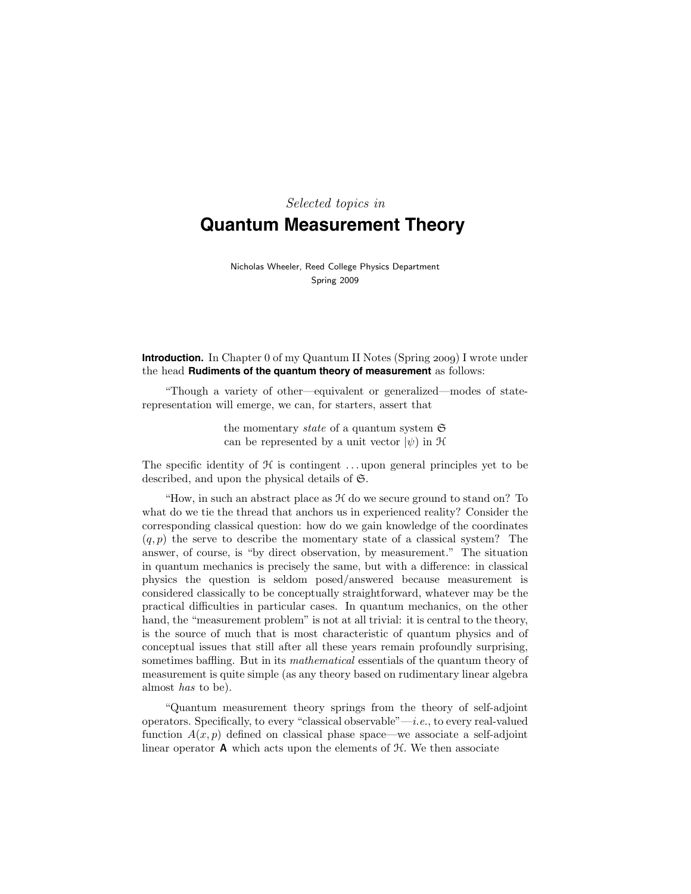*Selected topics in*

# Quantum Measurement Theory

Nicholas Wheeler, Reed College Physics Department
Spring 2009

**Introduction.** In Chapter 0 of my Quantum II Notes (Spring 2009) I wrote under the head **Rudiments of the quantum theory of measurement** as follows:

"Though a variety of other—equivalent or generalized—modes of state-representation will emerge, we can, for starters, assert that

> the momentary *state* of a quantum system $\mathfrak{S}$
> can be represented by a unit vector $|\psi)$ in $\mathcal{H}$

The specific identity of $\mathcal{H}$ is contingent . . . upon general principles yet to be described, and upon the physical details of $\mathfrak{S}$.

"How, in such an abstract place as $\mathcal{H}$ do we secure ground to stand on? To what do we tie the thread that anchors us in experienced reality? Consider the corresponding classical question: how do we gain knowledge of the coordinates $(q, p)$ the serve to describe the momentary state of a classical system? The answer, of course, is "by direct observation, by measurement." The situation in quantum mechanics is precisely the same, but with a difference: in classical physics the question is seldom posed/answered because measurement is considered classically to be conceptually straightforward, whatever may be the practical difficulties in particular cases. In quantum mechanics, on the other hand, the "measurement problem" is not at all trivial: it is central to the theory, is the source of much that is most characteristic of quantum physics and of conceptual issues that still after all these years remain profoundly surprising, sometimes baffling. But in its *mathematical* essentials of the quantum theory of measurement is quite simple (as any theory based on rudimentary linear algebra almost *has* to be).

"Quantum measurement theory springs from the theory of self-adjoint operators. Specifically, to every "classical observable"—*i.e.*, to every real-valued function $A(x, p)$ defined on classical phase space—we associate a self-adjoint linear operator $\mathbf{A}$ which acts upon the elements of $\mathcal{H}$. We then associate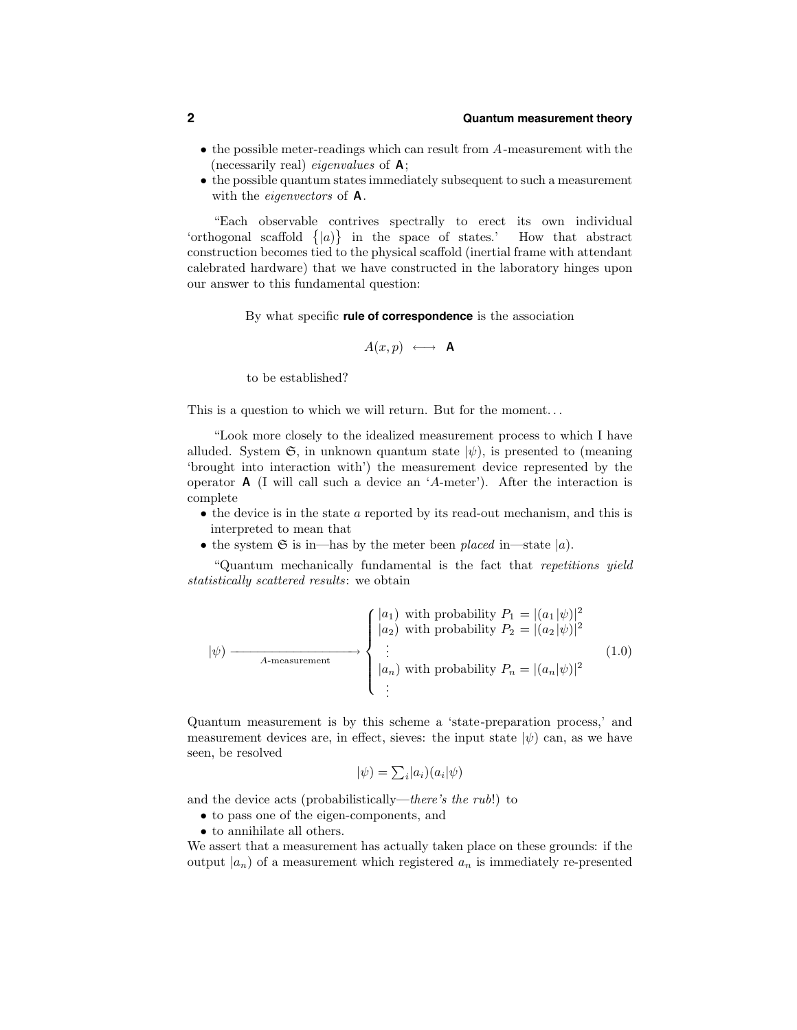- the possible meter-readings which can result from $A$-measurement with the (necessarily real) *eigenvalues* of $\mathbf{A}$;
- the possible quantum states immediately subsequent to such a measurement with the *eigenvectors* of $\mathbf{A}$.

"Each observable contrives spectrally to erect its own individual 'orthogonal scaffold $\{|a)\}$ in the space of states.' How that abstract construction becomes tied to the physical scaffold (inertial frame with attendant calebrated hardware) that we have constructed in the laboratory hinges upon our answer to this fundamental question:

> By what specific **rule of correspondence** is the association
>
> $$A(x,p) \longleftrightarrow \mathbf{A}$$
>
> to be established?

This is a question to which we will return. But for the moment...

"Look more closely to the idealized measurement process to which I have alluded. System $\mathfrak{S}$, in unknown quantum state $|\psi)$, is presented to (meaning 'brought into interaction with') the measurement device represented by the operator $\mathbf{A}$ (I will call such a device an '$A$-meter'). After the interaction is complete

- the device is in the state $a$ reported by its read-out mechanism, and this is interpreted to mean that
- the system $\mathfrak{S}$ is in—has by the meter been *placed* in—state $|a)$.

"Quantum mechanically fundamental is the fact that *repetitions yield statistically scattered results*: we obtain

$$|\psi) \xrightarrow[A\text{-measurement}]{\hspace{3cm}} \begin{cases} |a_1) \text{ with probability } P_1 = |(a_1|\psi)|^2 \\ |a_2) \text{ with probability } P_2 = |(a_2|\psi)|^2 \\ \;\vdots \\ |a_n) \text{ with probability } P_n = |(a_n|\psi)|^2 \\ \;\vdots \end{cases} \tag{1.0}$$

Quantum measurement is by this scheme a 'state-preparation process,' and measurement devices are, in effect, sieves: the input state $|\psi)$ can, as we have seen, be resolved

$$|\psi) = \sum_i |a_i)(a_i|\psi)$$

and the device acts (probabilistically—*there's the rub*!) to

- to pass one of the eigen-components, and
- to annihilate all others.

We assert that a measurement has actually taken place on these grounds: if the output $|a_n)$ of a measurement which registered $a_n$ is immediately re-presented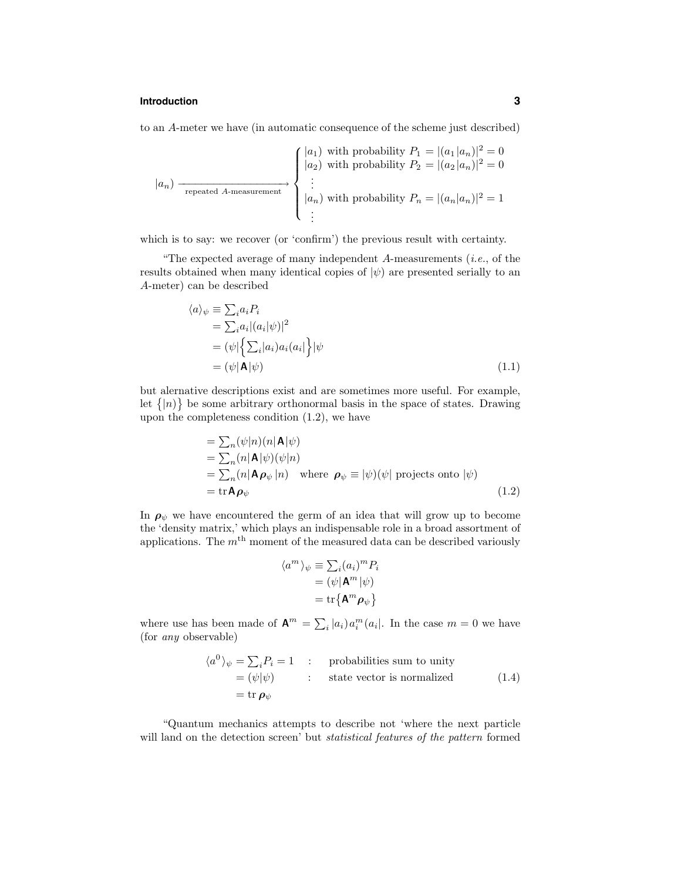to an $A$-meter we have (in automatic consequence of the scheme just described)

$$
|a_n) \xrightarrow[\text{repeated } A\text{-measurement}]{} \begin{cases} |a_1) \text{ with probability } P_1 = |(a_1|a_n)|^2 = 0 \\ |a_2) \text{ with probability } P_2 = |(a_2|a_n)|^2 = 0 \\ \quad\vdots \\ |a_n) \text{ with probability } P_n = |(a_n|a_n)|^2 = 1 \\ \quad\vdots \end{cases}
$$

which is to say: we recover (or 'confirm') the previous result with certainty.

"The expected average of many independent $A$-measurements (*i.e.*, of the results obtained when many identical copies of $|\psi)$ are presented serially to an $A$-meter) can be described

$$
\begin{aligned}
\langle a\rangle_\psi &\equiv \textstyle\sum_i a_i P_i \\
&= \textstyle\sum_i a_i |(a_i|\psi)|^2 \\
&= (\psi|\Big\{\textstyle\sum_i |a_i)a_i(a_i|\Big\}|\psi \\
&= (\psi|\mathbf{A}|\psi)
\end{aligned} \tag{1.1}
$$

but alernative descriptions exist and are sometimes more useful. For example, let $\{|n)\}$ be some arbitrary orthonormal basis in the space of states. Drawing upon the completeness condition (1.2), we have

$$
\begin{aligned}
&= \textstyle\sum_n (\psi|n)(n|\mathbf{A}|\psi) \\
&= \textstyle\sum_n (n|\mathbf{A}|\psi)(\psi|n) \\
&= \textstyle\sum_n (n|\mathbf{A}\boldsymbol{\rho}_\psi|n) \quad \text{where } \boldsymbol{\rho}_\psi \equiv |\psi)(\psi| \text{ projects onto } |\psi) \\
&= \operatorname{tr}\mathbf{A}\boldsymbol{\rho}_\psi
\end{aligned} \tag{1.2}
$$

In $\boldsymbol{\rho}_\psi$ we have encountered the germ of an idea that will grow up to become the 'density matrix,' which plays an indispensable role in a broad assortment of applications. The $m^{\text{th}}$ moment of the measured data can be described variously

$$
\begin{aligned}
\langle a^m\rangle_\psi &\equiv \textstyle\sum_i (a_i)^m P_i \\
&= (\psi|\mathbf{A}^m|\psi) \\
&= \operatorname{tr}\big\{\mathbf{A}^m\boldsymbol{\rho}_\psi\big\}
\end{aligned}
$$

where use has been made of $\mathbf{A}^m = \sum_i |a_i)\,a_i^m(a_i|$. In the case $m = 0$ we have (for *any* observable)

$$
\begin{aligned}
\langle a^0\rangle_\psi &= \textstyle\sum_i P_i = 1 &&: \quad \text{probabilities sum to unity} \\
&= (\psi|\psi) &&: \quad \text{state vector is normalized} \\
&= \operatorname{tr}\boldsymbol{\rho}_\psi
\end{aligned} \tag{1.4}
$$

"Quantum mechanics attempts to describe not 'where the next particle will land on the detection screen' but *statistical features of the pattern* formed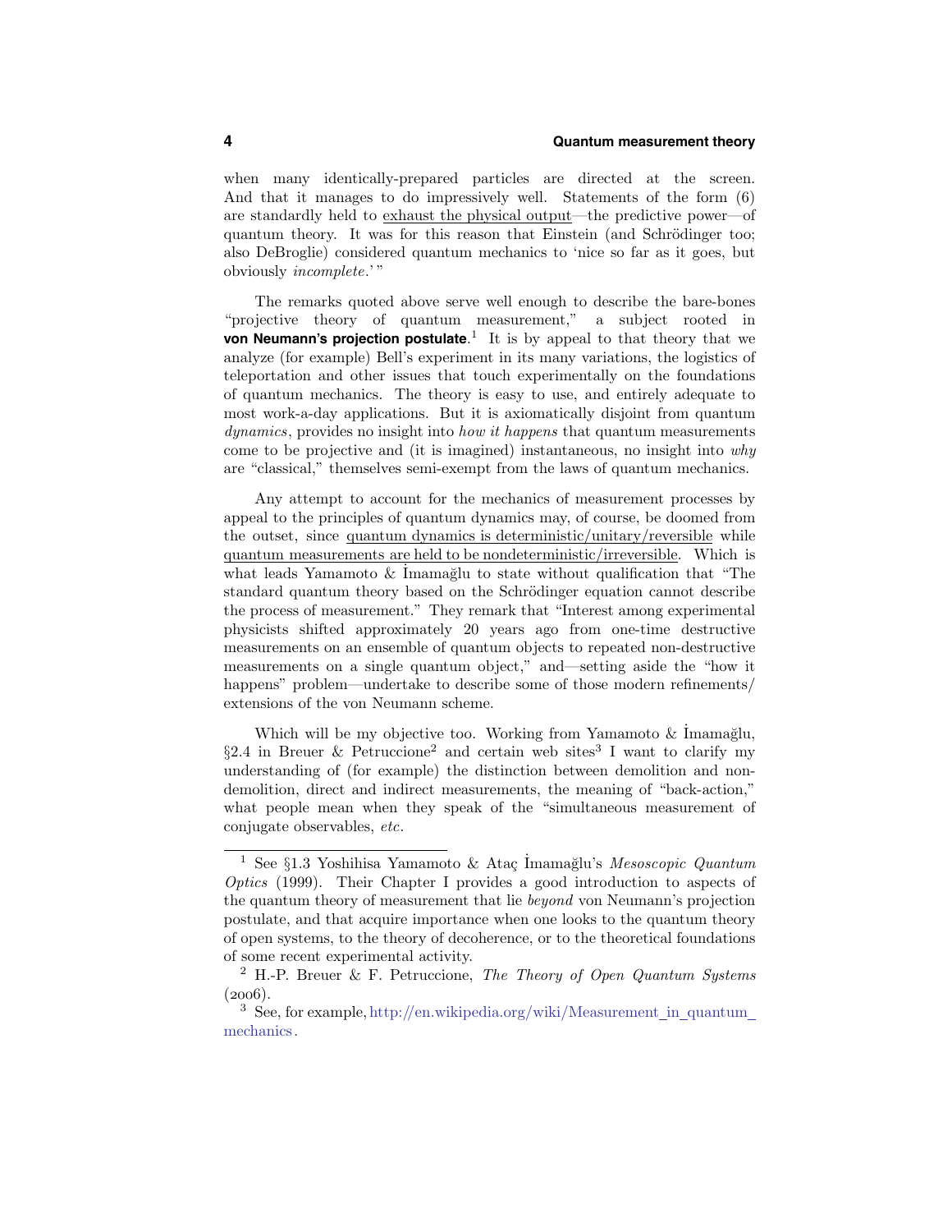when many identically-prepared particles are directed at the screen. And that it manages to do impressively well. Statements of the form (6) are standardly held to <u>exhaust the physical output</u>—the predictive power—of quantum theory. It was for this reason that Einstein (and Schrödinger too; also DeBroglie) considered quantum mechanics to 'nice so far as it goes, but obviously *incomplete*.' "

The remarks quoted above serve well enough to describe the bare-bones "projective theory of quantum measurement," a subject rooted in **von Neumann's projection postulate**.[1] It is by appeal to that theory that we analyze (for example) Bell's experiment in its many variations, the logistics of teleportation and other issues that touch experimentally on the foundations of quantum mechanics. The theory is easy to use, and entirely adequate to most work-a-day applications. But it is axiomatically disjoint from quantum *dynamics*, provides no insight into *how it happens* that quantum measurements come to be projective and (it is imagined) instantaneous, no insight into *why* are "classical," themselves semi-exempt from the laws of quantum mechanics.

Any attempt to account for the mechanics of measurement processes by appeal to the principles of quantum dynamics may, of course, be doomed from the outset, since <u>quantum dynamics is deterministic/unitary/reversible</u> while <u>quantum measurements are held to be nondeterministic/irreversible</u>. Which is what leads Yamamoto & İmamağlu to state without qualification that "The standard quantum theory based on the Schrödinger equation cannot describe the process of measurement." They remark that "Interest among experimental physicists shifted approximately 20 years ago from one-time destructive measurements on an ensemble of quantum objects to repeated non-destructive measurements on a single quantum object," and—setting aside the "how it happens" problem—undertake to describe some of those modern refinements/ extensions of the von Neumann scheme.

Which will be my objective too. Working from Yamamoto & İmamağlu, §2.4 in Breuer & Petruccione[2] and certain web sites[3] I want to clarify my understanding of (for example) the distinction between demolition and non-demolition, direct and indirect measurements, the meaning of "back-action," what people mean when they speak of the "simultaneous measurement of conjugate observables, *etc*.

---

[1] See §1.3 Yoshihisa Yamamoto & Ataç İmamağlu's *Mesoscopic Quantum Optics* (1999). Their Chapter I provides a good introduction to aspects of the quantum theory of measurement that lie *beyond* von Neumann's projection postulate, and that acquire importance when one looks to the quantum theory of open systems, to the theory of decoherence, or to the theoretical foundations of some recent experimental activity.

[2] H.-P. Breuer & F. Petruccione, *The Theory of Open Quantum Systems* (2006).

[3] See, for example, http://en.wikipedia.org/wiki/Measurement_in_quantum_mechanics.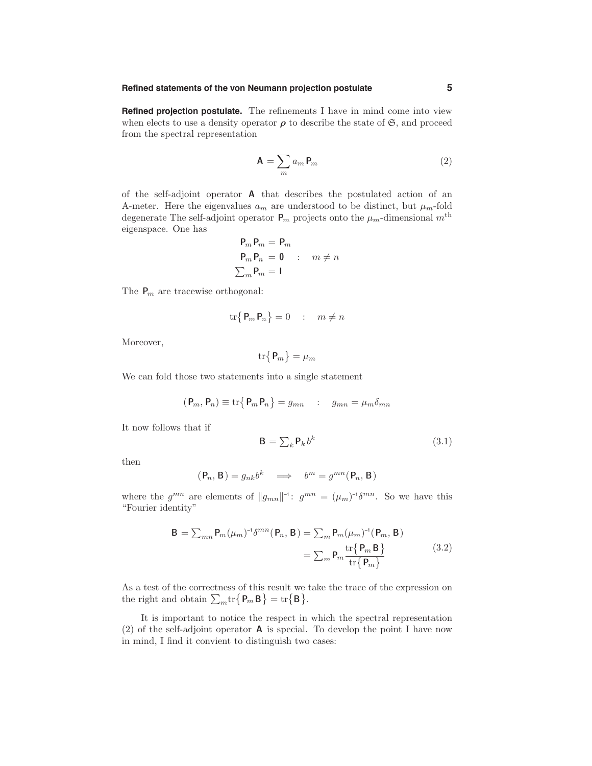**Refined projection postulate.** The refinements I have in mind come into view when elects to use a density operator $\boldsymbol{\rho}$ to describe the state of $\mathfrak{S}$, and proceed from the spectral representation

$$\mathsf{A} = \sum_m a_m \mathsf{P}_m \tag{2}$$

of the self-adjoint operator $\mathsf{A}$ that describes the postulated action of an A-meter. Here the eigenvalues $a_m$ are understood to be distinct, but $\mu_m$-fold degenerate The self-adjoint operator $\mathsf{P}_m$ projects onto the $\mu_m$-dimensional $m^{\text{th}}$ eigenspace. One has

$$\begin{aligned}
\mathsf{P}_m \mathsf{P}_m &= \mathsf{P}_m \\
\mathsf{P}_m \mathsf{P}_n &= \mathbf{0} \quad : \quad m \neq n \\
\textstyle\sum_m \mathsf{P}_m &= \mathsf{I}
\end{aligned}$$

The $\mathsf{P}_m$ are tracewise orthogonal:

$$\text{tr}\big\{\mathsf{P}_m \mathsf{P}_n\big\} = 0 \quad : \quad m \neq n$$

Moreover,

$$\text{tr}\big\{\mathsf{P}_m\big\} = \mu_m$$

We can fold those two statements into a single statement

$$(\mathsf{P}_m, \mathsf{P}_n) \equiv \text{tr}\big\{\mathsf{P}_m \mathsf{P}_n\big\} = g_{mn} \quad : \quad g_{mn} = \mu_m \delta_{mn}$$

It now follows that if

$$\mathsf{B} = \textstyle\sum_k \mathsf{P}_k b^k \tag{3.1}$$

then

$$(\mathsf{P}_n, \mathsf{B}) = g_{nk} b^k \quad \Longrightarrow \quad b^m = g^{mn}(\mathsf{P}_n, \mathsf{B})$$

where the $g^{mn}$ are elements of $\|g_{mn}\|^{-1}$: $g^{mn} = (\mu_m)^{-1}\delta^{mn}$. So we have this "Fourier identity"

$$\begin{aligned}
\mathsf{B} = \textstyle\sum_{mn} \mathsf{P}_m (\mu_m)^{-1}\delta^{mn}(\mathsf{P}_n, \mathsf{B}) &= \textstyle\sum_m \mathsf{P}_m (\mu_m)^{-1}(\mathsf{P}_m, \mathsf{B}) \\
&= \textstyle\sum_m \mathsf{P}_m \dfrac{\text{tr}\big\{\mathsf{P}_m \mathsf{B}\big\}}{\text{tr}\big\{\mathsf{P}_m\big\}}
\end{aligned} \tag{3.2}$$

As a test of the correctness of this result we take the trace of the expression on the right and obtain $\sum_m \text{tr}\big\{\mathsf{P}_m \mathsf{B}\big\} = \text{tr}\big\{\mathsf{B}\big\}$.

It is important to notice the respect in which the spectral representation (2) of the self-adjoint operator $\mathsf{A}$ is special. To develop the point I have now in mind, I find it convient to distinguish two cases: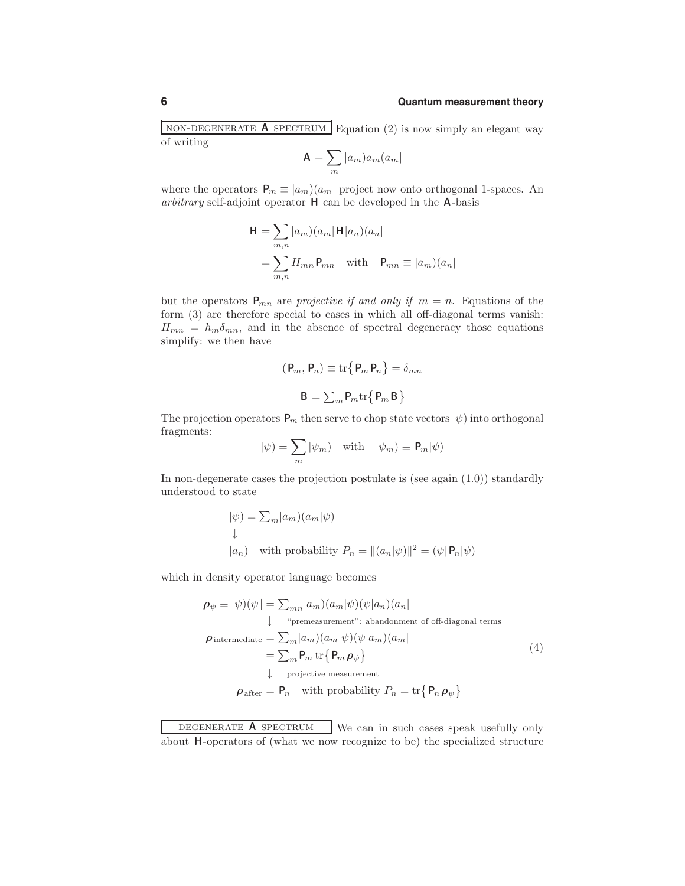NON-DEGENERATE **A** SPECTRUM Equation (2) is now simply an elegant way of writing

$$\mathsf{A} = \sum_m |a_m)a_m(a_m|$$

where the operators $\mathsf{P}_m \equiv |a_m)(a_m|$ project now onto orthogonal 1-spaces. An *arbitrary* self-adjoint operator $\mathsf{H}$ can be developed in the $\mathsf{A}$-basis

$$\begin{aligned}
\mathsf{H} &= \sum_{m,n} |a_m)(a_m|\,\mathsf{H}\,|a_n)(a_n| \\
&= \sum_{m,n} H_{mn}\,\mathsf{P}_{mn} \quad \text{with} \quad \mathsf{P}_{mn} \equiv |a_m)(a_n|
\end{aligned}$$

but the operators $\mathsf{P}_{mn}$ are *projective if and only if* $m = n$. Equations of the form (3) are therefore special to cases in which all off-diagonal terms vanish: $H_{mn} = h_m \delta_{mn}$, and in the absence of spectral degeneracy those equations simplify: we then have

$$(\mathsf{P}_m, \mathsf{P}_n) \equiv \mathrm{tr}\big\{\mathsf{P}_m \mathsf{P}_n\big\} = \delta_{mn}$$

$$\mathsf{B} = \textstyle\sum_m \mathsf{P}_m \mathrm{tr}\big\{\mathsf{P}_m \mathsf{B}\big\}$$

The projection operators $\mathsf{P}_m$ then serve to chop state vectors $|\psi)$ into orthogonal fragments:

$$|\psi) = \sum_m |\psi_m) \quad \text{with} \quad |\psi_m) \equiv \mathsf{P}_m|\psi)$$

In non-degenerate cases the projection postulate is (see again (1.0)) standardly understood to state

$$\begin{aligned}
&|\psi) = \textstyle\sum_m |a_m)(a_m|\psi) \\
&\downarrow \\
&|a_n) \quad \text{with probability } P_n = \|(a_n|\psi)\|^2 = (\psi|\mathsf{P}_n|\psi)
\end{aligned}$$

which in density operator language becomes

$$\begin{aligned}
\boldsymbol{\rho}_\psi \equiv |\psi)(\psi| &= \textstyle\sum_{mn} |a_m)(a_m|\psi)(\psi|a_n)(a_n| \\
&\quad\downarrow \quad \text{“premeasurement”: abandonment of off-diagonal terms} \\
\boldsymbol{\rho}_{\text{intermediate}} &= \textstyle\sum_m |a_m)(a_m|\psi)(\psi|a_m)(a_m| \\
&= \textstyle\sum_m \mathsf{P}_m\,\mathrm{tr}\big\{\mathsf{P}_m\,\boldsymbol{\rho}_\psi\big\} \\
&\quad\downarrow \quad \text{projective measurement} \\
\boldsymbol{\rho}_{\text{after}} &= \mathsf{P}_n \quad \text{with probability } P_n = \mathrm{tr}\big\{\mathsf{P}_n\,\boldsymbol{\rho}_\psi\big\}
\end{aligned} \tag{4}$$

DEGENERATE **A** SPECTRUM We can in such cases speak usefully only about $\mathsf{H}$-operators of (what we now recognize to be) the specialized structure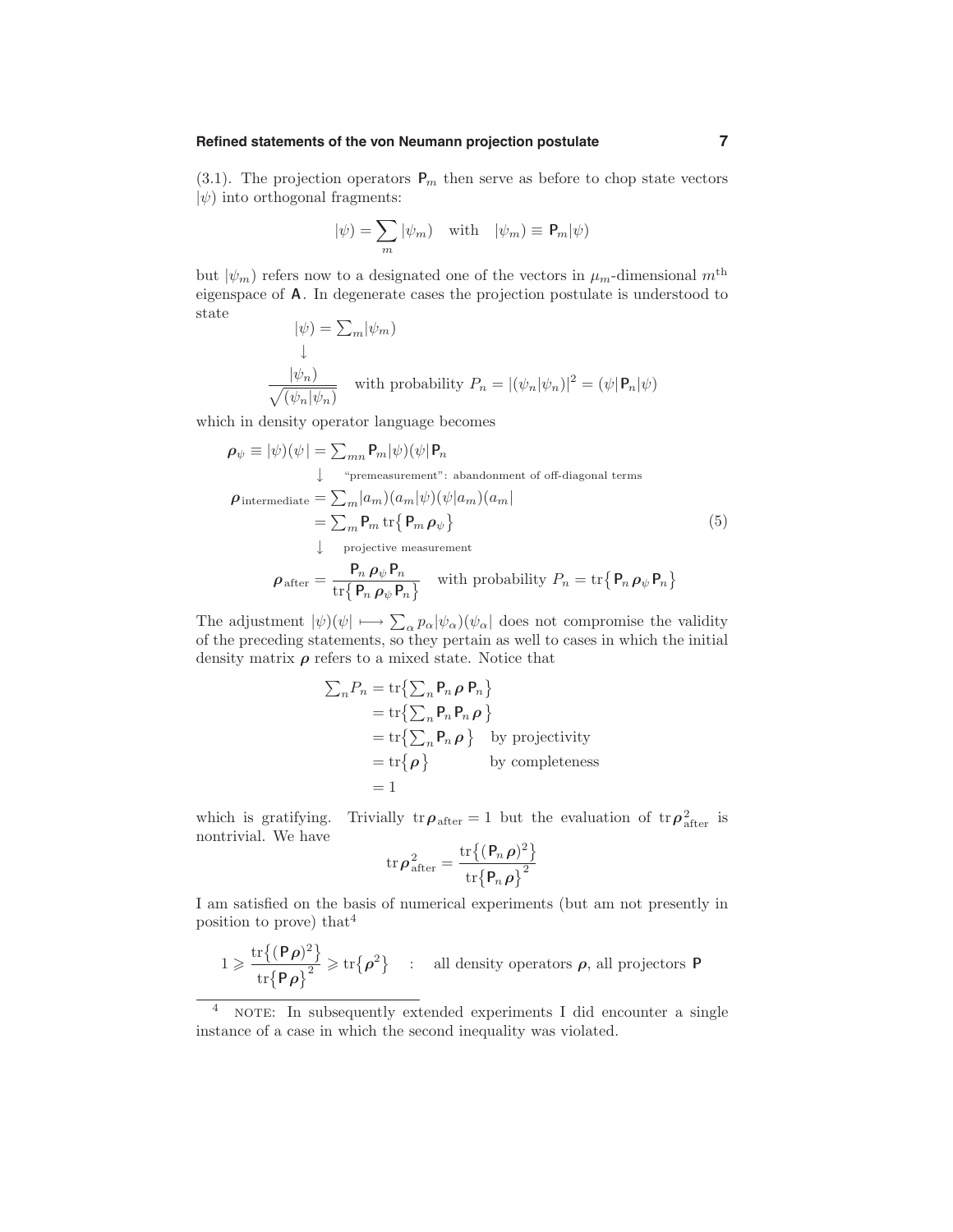(3.1). The projection operators $\mathsf{P}_m$ then serve as before to chop state vectors $|\psi)$ into orthogonal fragments:

$$|\psi) = \sum_m |\psi_m) \quad \text{with} \quad |\psi_m) \equiv \mathsf{P}_m|\psi)$$

but $|\psi_m)$ refers now to a designated one of the vectors in $\mu_m$-dimensional $m^{\text{th}}$ eigenspace of $\mathsf{A}$. In degenerate cases the projection postulate is understood to state

$$\begin{aligned}
&|\psi) = \textstyle\sum_m |\psi_m) \\
&\quad\downarrow \\
&\frac{|\psi_n)}{\sqrt{(\psi_n|\psi_n)}} \quad \text{with probability } P_n = |(\psi_n|\psi_n)|^2 = (\psi|\mathsf{P}_n|\psi)
\end{aligned}$$

which in density operator language becomes

$$\begin{aligned}
\boldsymbol{\rho}_\psi \equiv |\psi)(\psi| &= \textstyle\sum_{mn} \mathsf{P}_m|\psi)(\psi|\mathsf{P}_n \\
&\downarrow \quad \text{"premeasurement": abandonment of off-diagonal terms} \\
\boldsymbol{\rho}_{\text{intermediate}} &= \textstyle\sum_m |a_m)(a_m|\psi)(\psi|a_m)(a_m| \\
&= \textstyle\sum_m \mathsf{P}_m \operatorname{tr}\big\{\mathsf{P}_m\boldsymbol{\rho}_\psi\big\} \\
&\downarrow \quad \text{projective measurement} \\
\boldsymbol{\rho}_{\text{after}} &= \frac{\mathsf{P}_n\,\boldsymbol{\rho}_\psi\,\mathsf{P}_n}{\operatorname{tr}\big\{\mathsf{P}_n\,\boldsymbol{\rho}_\psi\,\mathsf{P}_n\big\}} \quad \text{with probability } P_n = \operatorname{tr}\big\{\mathsf{P}_n\,\boldsymbol{\rho}_\psi\,\mathsf{P}_n\big\}
\end{aligned} \tag{5}$$

The adjustment $|\psi)(\psi| \longmapsto \sum_\alpha p_\alpha |\psi_\alpha)(\psi_\alpha|$ does not compromise the validity of the preceding statements, so they pertain as well to cases in which the initial density matrix $\boldsymbol{\rho}$ refers to a mixed state. Notice that

$$\begin{aligned}
\textstyle\sum_n P_n &= \operatorname{tr}\big\{\textstyle\sum_n \mathsf{P}_n\,\boldsymbol{\rho}\,\mathsf{P}_n\big\} \\
&= \operatorname{tr}\big\{\textstyle\sum_n \mathsf{P}_n\,\mathsf{P}_n\,\boldsymbol{\rho}\big\} \\
&= \operatorname{tr}\big\{\textstyle\sum_n \mathsf{P}_n\,\boldsymbol{\rho}\big\} \quad \text{by projectivity} \\
&= \operatorname{tr}\big\{\boldsymbol{\rho}\big\} \qquad\quad\; \text{by completeness} \\
&= 1
\end{aligned}$$

which is gratifying. Trivially $\operatorname{tr}\boldsymbol{\rho}_{\text{after}} = 1$ but the evaluation of $\operatorname{tr}\boldsymbol{\rho}^2_{\text{after}}$ is nontrivial. We have

$$\operatorname{tr}\boldsymbol{\rho}^2_{\text{after}} = \frac{\operatorname{tr}\big\{(\mathsf{P}_n\,\boldsymbol{\rho})^2\big\}}{\operatorname{tr}\big\{\mathsf{P}_n\,\boldsymbol{\rho}\big\}^2}$$

I am satisfied on the basis of numerical experiments (but am not presently in position to prove) that[4]

$$1 \geqslant \frac{\operatorname{tr}\big\{(\mathsf{P}\,\boldsymbol{\rho})^2\big\}}{\operatorname{tr}\big\{\mathsf{P}\,\boldsymbol{\rho}\big\}^2} \geqslant \operatorname{tr}\big\{\boldsymbol{\rho}^2\big\} \quad : \quad \text{all density operators } \boldsymbol{\rho}\text{, all projectors } \mathsf{P}$$

---

[4] NOTE: In subsequently extended experiments I did encounter a single instance of a case in which the second inequality was violated.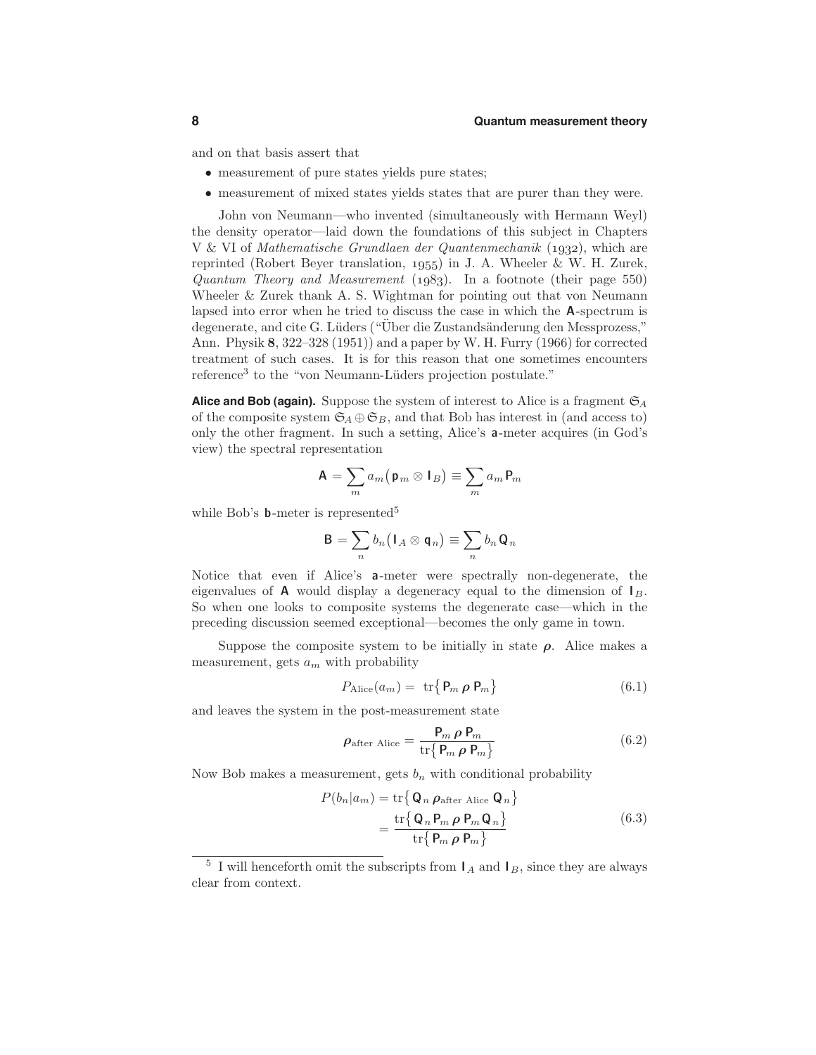and on that basis assert that

- measurement of pure states yields pure states;
- measurement of mixed states yields states that are purer than they were.

John von Neumann—who invented (simultaneously with Hermann Weyl) the density operator—laid down the foundations of this subject in Chapters V & VI of *Mathematische Grundlaen der Quantenmechanik* (1932), which are reprinted (Robert Beyer translation, 1955) in J. A. Wheeler & W. H. Zurek, *Quantum Theory and Measurement* (1983). In a footnote (their page 550) Wheeler & Zurek thank A. S. Wightman for pointing out that von Neumann lapsed into error when he tried to discuss the case in which the $\mathsf{A}$-spectrum is degenerate, and cite G. Lüders ("Über die Zustandsänderung den Messprozess," Ann. Physik **8**, 322–328 (1951)) and a paper by W. H. Furry (1966) for corrected treatment of such cases. It is for this reason that one sometimes encounters reference[3] to the "von Neumann-Lüders projection postulate."

**Alice and Bob (again).** Suppose the system of interest to Alice is a fragment $\mathfrak{S}_A$ of the composite system $\mathfrak{S}_A \oplus \mathfrak{S}_B$, and that Bob has interest in (and access to) only the other fragment. In such a setting, Alice's $\mathsf{a}$-meter acquires (in God's view) the spectral representation

$$\mathsf{A} = \sum_m a_m \big(\mathsf{p}_m \otimes \mathsf{I}_B\big) \equiv \sum_m a_m \mathsf{P}_m$$

while Bob's $\mathsf{b}$-meter is represented[5]

$$\mathsf{B} = \sum_n b_n \big(\mathsf{I}_A \otimes \mathsf{q}_n\big) \equiv \sum_n b_n \mathsf{Q}_n$$

Notice that even if Alice's $\mathsf{a}$-meter were spectrally non-degenerate, the eigenvalues of $\mathsf{A}$ would display a degeneracy equal to the dimension of $\mathsf{I}_B$. So when one looks to composite systems the degenerate case—which in the preceding discussion seemed exceptional—becomes the only game in town.

Suppose the composite system to be initially in state $\boldsymbol{\rho}$. Alice makes a measurement, gets $a_m$ with probability

$$P_{\text{Alice}}(a_m) = \operatorname{tr}\big\{\mathsf{P}_m\,\boldsymbol{\rho}\,\mathsf{P}_m\big\} \tag{6.1}$$

and leaves the system in the post-measurement state

$$\boldsymbol{\rho}_{\text{after Alice}} = \frac{\mathsf{P}_m\,\boldsymbol{\rho}\,\mathsf{P}_m}{\operatorname{tr}\big\{\mathsf{P}_m\,\boldsymbol{\rho}\,\mathsf{P}_m\big\}} \tag{6.2}$$

Now Bob makes a measurement, gets $b_n$ with conditional probability

$$\begin{aligned} P(b_n|a_m) &= \operatorname{tr}\big\{\mathsf{Q}_n\,\boldsymbol{\rho}_{\text{after Alice}}\,\mathsf{Q}_n\big\} \\ &= \frac{\operatorname{tr}\big\{\mathsf{Q}_n\,\mathsf{P}_m\,\boldsymbol{\rho}\,\mathsf{P}_m\,\mathsf{Q}_n\big\}}{\operatorname{tr}\big\{\mathsf{P}_m\,\boldsymbol{\rho}\,\mathsf{P}_m\big\}} \end{aligned} \tag{6.3}$$

[5] I will henceforth omit the subscripts from $\mathsf{I}_A$ and $\mathsf{I}_B$, since they are always clear from context.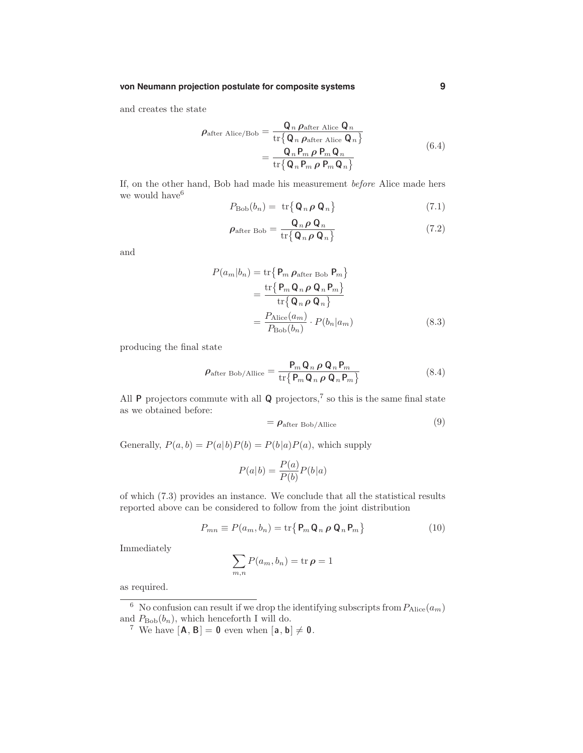and creates the state

$$
\begin{aligned}
\boldsymbol{\rho}_{\text{after Alice/Bob}} &= \frac{\mathsf{Q}_n\,\boldsymbol{\rho}_{\text{after Alice}}\,\mathsf{Q}_n}{\operatorname{tr}\big\{\,\mathsf{Q}_n\,\boldsymbol{\rho}_{\text{after Alice}}\,\mathsf{Q}_n\big\}} \\
&= \frac{\mathsf{Q}_n\,\mathsf{P}_m\,\boldsymbol{\rho}\,\mathsf{P}_m\,\mathsf{Q}_n}{\operatorname{tr}\big\{\,\mathsf{Q}_n\,\mathsf{P}_m\,\boldsymbol{\rho}\,\mathsf{P}_m\,\mathsf{Q}_n\big\}}
\end{aligned}
\tag{6.4}
$$

If, on the other hand, Bob had made his measurement *before* Alice made hers we would have[6]

$$
P_{\text{Bob}}(b_n) = \operatorname{tr}\big\{\,\mathsf{Q}_n\,\boldsymbol{\rho}\,\mathsf{Q}_n\big\} \tag{7.1}
$$

$$
\boldsymbol{\rho}_{\text{after Bob}} = \frac{\mathsf{Q}_n\,\boldsymbol{\rho}\,\mathsf{Q}_n}{\operatorname{tr}\big\{\,\mathsf{Q}_n\,\boldsymbol{\rho}\,\mathsf{Q}_n\big\}} \tag{7.2}
$$

and

$$
\begin{aligned}
P(a_m|b_n) &= \operatorname{tr}\big\{\,\mathsf{P}_m\,\boldsymbol{\rho}_{\text{after Bob}}\,\mathsf{P}_m\big\} \\
&= \frac{\operatorname{tr}\big\{\,\mathsf{P}_m\,\mathsf{Q}_n\,\boldsymbol{\rho}\,\mathsf{Q}_n\,\mathsf{P}_m\big\}}{\operatorname{tr}\big\{\,\mathsf{Q}_n\,\boldsymbol{\rho}\,\mathsf{Q}_n\big\}} \\
&= \frac{P_{\text{Alice}}(a_m)}{P_{\text{Bob}}(b_n)}\cdot P(b_n|a_m)
\end{aligned}
\tag{8.3}
$$

producing the final state

$$
\boldsymbol{\rho}_{\text{after Bob/Allice}} = \frac{\mathsf{P}_m\,\mathsf{Q}_n\,\boldsymbol{\rho}\,\mathsf{Q}_n\,\mathsf{P}_m}{\operatorname{tr}\big\{\,\mathsf{P}_m\,\mathsf{Q}_n\,\boldsymbol{\rho}\,\mathsf{Q}_n\,\mathsf{P}_m\big\}} \tag{8.4}
$$

All $\mathsf{P}$ projectors commute with all $\mathsf{Q}$ projectors,[7] so this is the same final state as we obtained before:

$$
= \boldsymbol{\rho}_{\text{after Bob/Allice}} \tag{9}
$$

Generally, $P(a,b) = P(a|b)P(b) = P(b|a)P(a)$, which supply

$$
P(a|b) = \frac{P(a)}{P(b)}P(b|a)
$$

of which (7.3) provides an instance. We conclude that all the statistical results reported above can be considered to follow from the joint distribution

$$
P_{mn} \equiv P(a_m, b_n) = \operatorname{tr}\big\{\,\mathsf{P}_m\,\mathsf{Q}_n\,\boldsymbol{\rho}\,\mathsf{Q}_n\,\mathsf{P}_m\big\} \tag{10}
$$

Immediately

$$
\sum_{m,n} P(a_m, b_n) = \operatorname{tr}\boldsymbol{\rho} = 1
$$

as required.

---

[6] No confusion can result if we drop the identifying subscripts from $P_{\text{Alice}}(a_m)$ and $P_{\text{Bob}}(b_n)$, which henceforth I will do.

[7] We have $[\mathbf{A}, \mathbf{B}] = \mathbf{0}$ even when $[\mathbf{a}, \mathbf{b}] \neq \mathbf{0}$.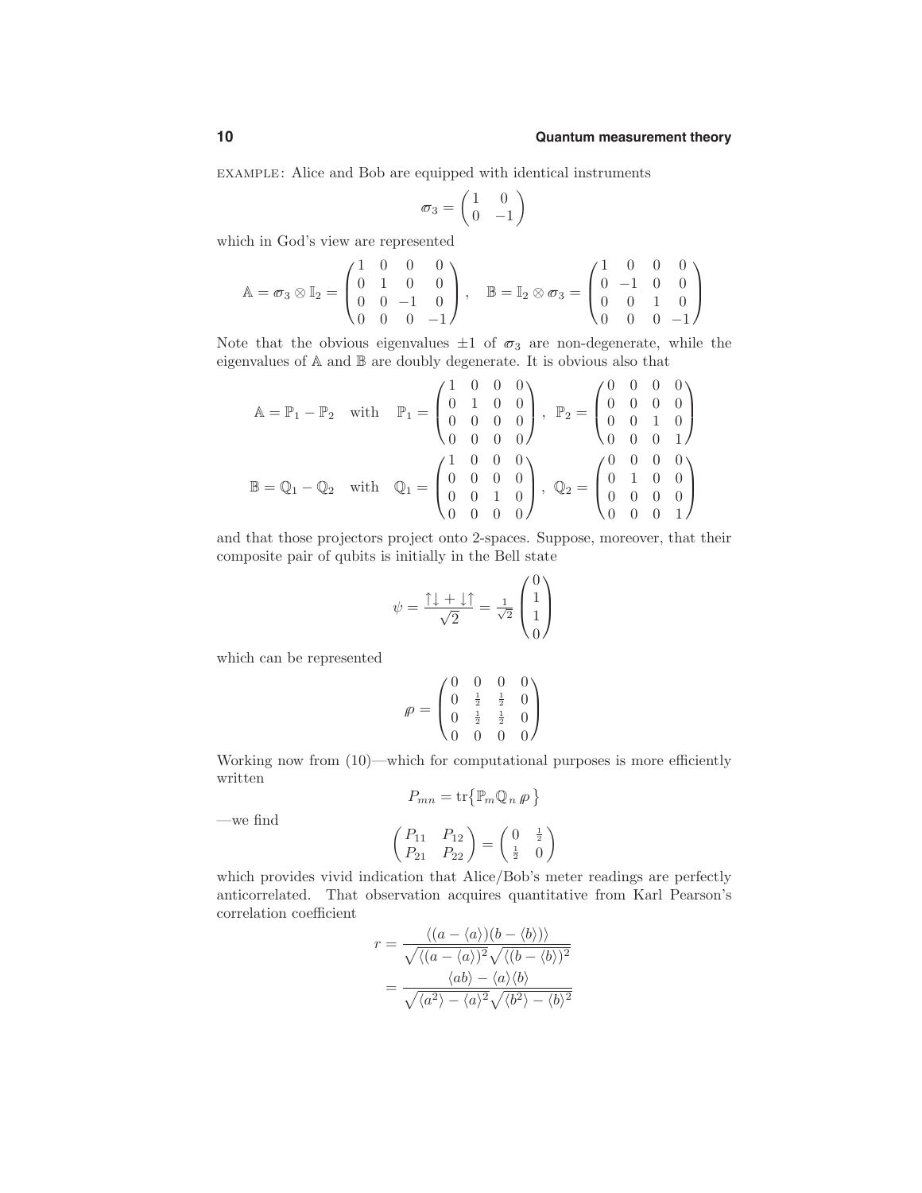EXAMPLE: Alice and Bob are equipped with identical instruments

$$\boldsymbol{\sigma}_3 = \begin{pmatrix} 1 & 0 \\ 0 & -1 \end{pmatrix}$$

which in God's view are represented

$$\mathbb{A} = \boldsymbol{\sigma}_3 \otimes \mathbb{I}_2 = \begin{pmatrix} 1 & 0 & 0 & 0 \\ 0 & 1 & 0 & 0 \\ 0 & 0 & -1 & 0 \\ 0 & 0 & 0 & -1 \end{pmatrix}, \quad \mathbb{B} = \mathbb{I}_2 \otimes \boldsymbol{\sigma}_3 = \begin{pmatrix} 1 & 0 & 0 & 0 \\ 0 & -1 & 0 & 0 \\ 0 & 0 & 1 & 0 \\ 0 & 0 & 0 & -1 \end{pmatrix}$$

Note that the obvious eigenvalues $\pm 1$ of $\boldsymbol{\sigma}_3$ are non-degenerate, while the eigenvalues of $\mathbb{A}$ and $\mathbb{B}$ are doubly degenerate. It is obvious also that

$$\mathbb{A} = \mathbb{P}_1 - \mathbb{P}_2 \quad \text{with} \quad \mathbb{P}_1 = \begin{pmatrix} 1 & 0 & 0 & 0 \\ 0 & 1 & 0 & 0 \\ 0 & 0 & 0 & 0 \\ 0 & 0 & 0 & 0 \end{pmatrix}, \ \mathbb{P}_2 = \begin{pmatrix} 0 & 0 & 0 & 0 \\ 0 & 0 & 0 & 0 \\ 0 & 0 & 1 & 0 \\ 0 & 0 & 0 & 1 \end{pmatrix}$$

$$\mathbb{B} = \mathbb{Q}_1 - \mathbb{Q}_2 \quad \text{with} \quad \mathbb{Q}_1 = \begin{pmatrix} 1 & 0 & 0 & 0 \\ 0 & 0 & 0 & 0 \\ 0 & 0 & 1 & 0 \\ 0 & 0 & 0 & 0 \end{pmatrix}, \ \mathbb{Q}_2 = \begin{pmatrix} 0 & 0 & 0 & 0 \\ 0 & 1 & 0 & 0 \\ 0 & 0 & 0 & 0 \\ 0 & 0 & 0 & 1 \end{pmatrix}$$

and that those projectors project onto 2-spaces. Suppose, moreover, that their composite pair of qubits is initially in the Bell state

$$\psi = \frac{\uparrow\downarrow + \downarrow\uparrow}{\sqrt{2}} = \tfrac{1}{\sqrt{2}} \begin{pmatrix} 0 \\ 1 \\ 1 \\ 0 \end{pmatrix}$$

which can be represented

$$\boldsymbol{\rho} = \begin{pmatrix} 0 & 0 & 0 & 0 \\ 0 & \frac{1}{2} & \frac{1}{2} & 0 \\ 0 & \frac{1}{2} & \frac{1}{2} & 0 \\ 0 & 0 & 0 & 0 \end{pmatrix}$$

Working now from (10)—which for computational purposes is more efficiently written

$$P_{mn} = \text{tr}\big\{\mathbb{P}_m \mathbb{Q}_n \,\boldsymbol{\rho}\,\big\}$$

—we find

$$\begin{pmatrix} P_{11} & P_{12} \\ P_{21} & P_{22} \end{pmatrix} = \begin{pmatrix} 0 & \frac{1}{2} \\ \frac{1}{2} & 0 \end{pmatrix}$$

which provides vivid indication that Alice/Bob's meter readings are perfectly anticorrelated. That observation acquires quantitative from Karl Pearson's correlation coefficient

$$\begin{aligned} r &= \frac{\langle (a - \langle a \rangle)(b - \langle b \rangle) \rangle}{\sqrt{\langle (a - \langle a \rangle)^2} \sqrt{\langle (b - \langle b \rangle)^2}} \\ &= \frac{\langle ab \rangle - \langle a \rangle \langle b \rangle}{\sqrt{\langle a^2 \rangle - \langle a \rangle^2} \sqrt{\langle b^2 \rangle - \langle b \rangle^2}} \end{aligned}$$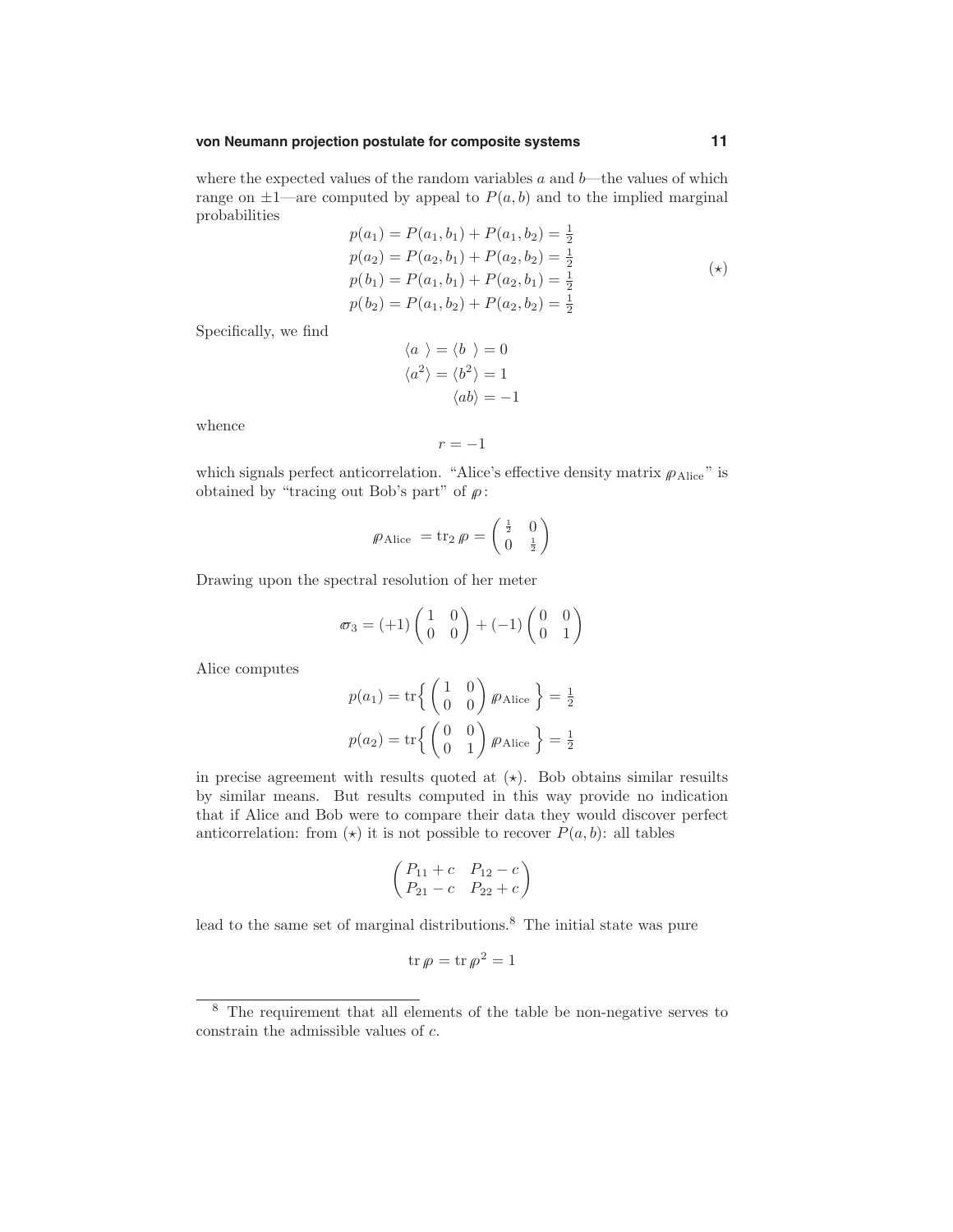where the expected values of the random variables $a$ and $b$—the values of which range on $\pm 1$—are computed by appeal to $P(a,b)$ and to the implied marginal probabilities

$$
\begin{aligned}
p(a_1) &= P(a_1,b_1) + P(a_1,b_2) = \tfrac{1}{2}\\
p(a_2) &= P(a_2,b_1) + P(a_2,b_2) = \tfrac{1}{2}\\
p(b_1) &= P(a_1,b_1) + P(a_2,b_1) = \tfrac{1}{2}\\
p(b_2) &= P(a_1,b_2) + P(a_2,b_2) = \tfrac{1}{2}
\end{aligned}
\tag{$\star$}
$$

Specifically, we find

$$
\begin{aligned}
\langle a\ \rangle = \langle b\ \rangle &= 0\\
\langle a^2\rangle = \langle b^2\rangle &= 1\\
\langle ab\rangle &= -1
\end{aligned}
$$

whence

$$
r = -1
$$

which signals perfect anticorrelation. "Alice's effective density matrix $\rho_{\text{Alice}}$" is obtained by "tracing out Bob's part" of $\rho$:

$$
\rho_{\text{Alice}} = \text{tr}_2\,\rho = \begin{pmatrix} \frac{1}{2} & 0\\ 0 & \frac{1}{2}\end{pmatrix}
$$

Drawing upon the spectral resolution of her meter

$$
\sigma_3 = (+1)\begin{pmatrix} 1 & 0\\ 0 & 0\end{pmatrix} + (-1)\begin{pmatrix} 0 & 0\\ 0 & 1\end{pmatrix}
$$

Alice computes

$$
\begin{aligned}
p(a_1) &= \text{tr}\Big\{\begin{pmatrix} 1 & 0\\ 0 & 0\end{pmatrix}\rho_{\text{Alice}}\Big\} = \tfrac{1}{2}\\
p(a_2) &= \text{tr}\Big\{\begin{pmatrix} 0 & 0\\ 0 & 1\end{pmatrix}\rho_{\text{Alice}}\Big\} = \tfrac{1}{2}
\end{aligned}
$$

in precise agreement with results quoted at $(\star)$. Bob obtains similar resuilts by similar means. But results computed in this way provide no indication that if Alice and Bob were to compare their data they would discover perfect anticorrelation: from $(\star)$ it is not possible to recover $P(a,b)$: all tables

$$
\begin{pmatrix} P_{11}+c & P_{12}-c\\ P_{21}-c & P_{22}+c\end{pmatrix}
$$

lead to the same set of marginal distributions.[8] The initial state was pure

$$
\text{tr}\,\rho = \text{tr}\,\rho^2 = 1
$$

[8] The requirement that all elements of the table be non-negative serves to constrain the admissible values of $c$.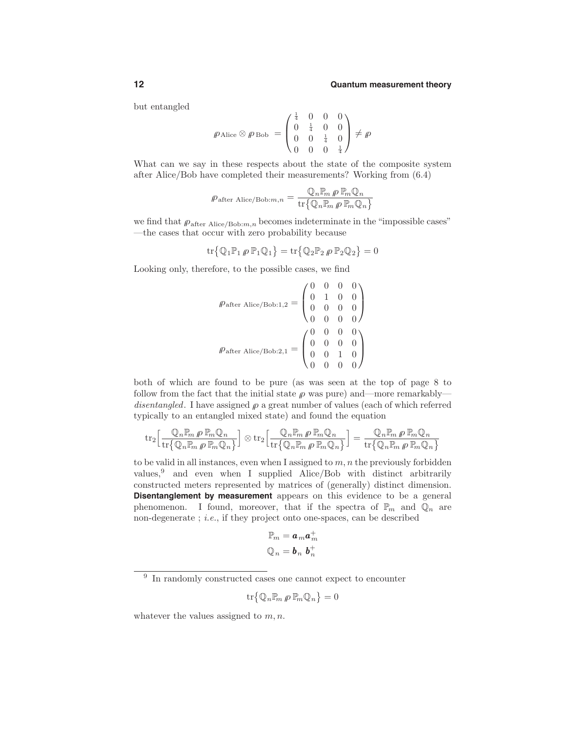but entangled

$$\rho_{\text{Alice}} \otimes \rho_{\text{Bob}} = \begin{pmatrix} \frac{1}{4} & 0 & 0 & 0 \\ 0 & \frac{1}{4} & 0 & 0 \\ 0 & 0 & \frac{1}{4} & 0 \\ 0 & 0 & 0 & \frac{1}{4} \end{pmatrix} \neq \rho$$

What can we say in these respects about the state of the composite system after Alice/Bob have completed their measurements? Working from (6.4)

$$\rho_{\text{after Alice/Bob:}m,n} = \frac{\mathbb{Q}_n \mathbb{P}_m \, \rho \, \mathbb{P}_m \mathbb{Q}_n}{\text{tr}\big\{\mathbb{Q}_n \mathbb{P}_m \, \rho \, \mathbb{P}_m \mathbb{Q}_n\big\}}$$

we find that $\rho_{\text{after Alice/Bob:}m,n}$ becomes indeterminate in the "impossible cases" —the cases that occur with zero probability because

$$\text{tr}\big\{\mathbb{Q}_1 \mathbb{P}_1 \, \rho \, \mathbb{P}_1 \mathbb{Q}_1\big\} = \text{tr}\big\{\mathbb{Q}_2 \mathbb{P}_2 \, \rho \, \mathbb{P}_2 \mathbb{Q}_2\big\} = 0$$

Looking only, therefore, to the possible cases, we find

$$\rho_{\text{after Alice/Bob:1,2}} = \begin{pmatrix} 0 & 0 & 0 & 0 \\ 0 & 1 & 0 & 0 \\ 0 & 0 & 0 & 0 \\ 0 & 0 & 0 & 0 \end{pmatrix}$$

$$\rho_{\text{after Alice/Bob:2,1}} = \begin{pmatrix} 0 & 0 & 0 & 0 \\ 0 & 0 & 0 & 0 \\ 0 & 0 & 1 & 0 \\ 0 & 0 & 0 & 0 \end{pmatrix}$$

both of which are found to be pure (as was seen at the top of page 8 to follow from the fact that the initial state $\rho$ was pure) and—more remarkably—*disentangled*. I have assigned $\rho$ a great number of values (each of which referred typically to an entangled mixed state) and found the equation

$$\text{tr}_2\Big[\frac{\mathbb{Q}_n \mathbb{P}_m \, \rho \, \mathbb{P}_m \mathbb{Q}_n}{\text{tr}\big\{\mathbb{Q}_n \mathbb{P}_m \, \rho \, \mathbb{P}_m \mathbb{Q}_n\big\}}\Big] \otimes \text{tr}_2\Big[\frac{\mathbb{Q}_n \mathbb{P}_m \, \rho \, \mathbb{P}_m \mathbb{Q}_n}{\text{tr}\big\{\mathbb{Q}_n \mathbb{P}_m \, \rho \, \mathbb{P}_m \mathbb{Q}_n\big\}}\Big] = \frac{\mathbb{Q}_n \mathbb{P}_m \, \rho \, \mathbb{P}_m \mathbb{Q}_n}{\text{tr}\big\{\mathbb{Q}_n \mathbb{P}_m \, \rho \, \mathbb{P}_m \mathbb{Q}_n\big\}}$$

to be valid in all instances, even when I assigned to $m, n$ the previously forbidden values,[9] and even when I supplied Alice/Bob with distinct arbitrarily constructed meters represented by matrices of (generally) distinct dimension. **Disentanglement by measurement** appears on this evidence to be a general phenomenon. I found, moreover, that if the spectra of $\mathbb{P}_m$ and $\mathbb{Q}_n$ are non-degenerate ; *i.e.*, if they project onto one-spaces, can be described

$$\mathbb{P}_m = \boldsymbol{a}_m \boldsymbol{a}_m^+$$
$$\mathbb{Q}_n = \boldsymbol{b}_n \; \boldsymbol{b}_n^+$$

---

[9] In randomly constructed cases one cannot expect to encounter

$$\text{tr}\big\{\mathbb{Q}_n \mathbb{P}_m \, \rho \, \mathbb{P}_m \mathbb{Q}_n\big\} = 0$$

whatever the values assigned to $m, n$.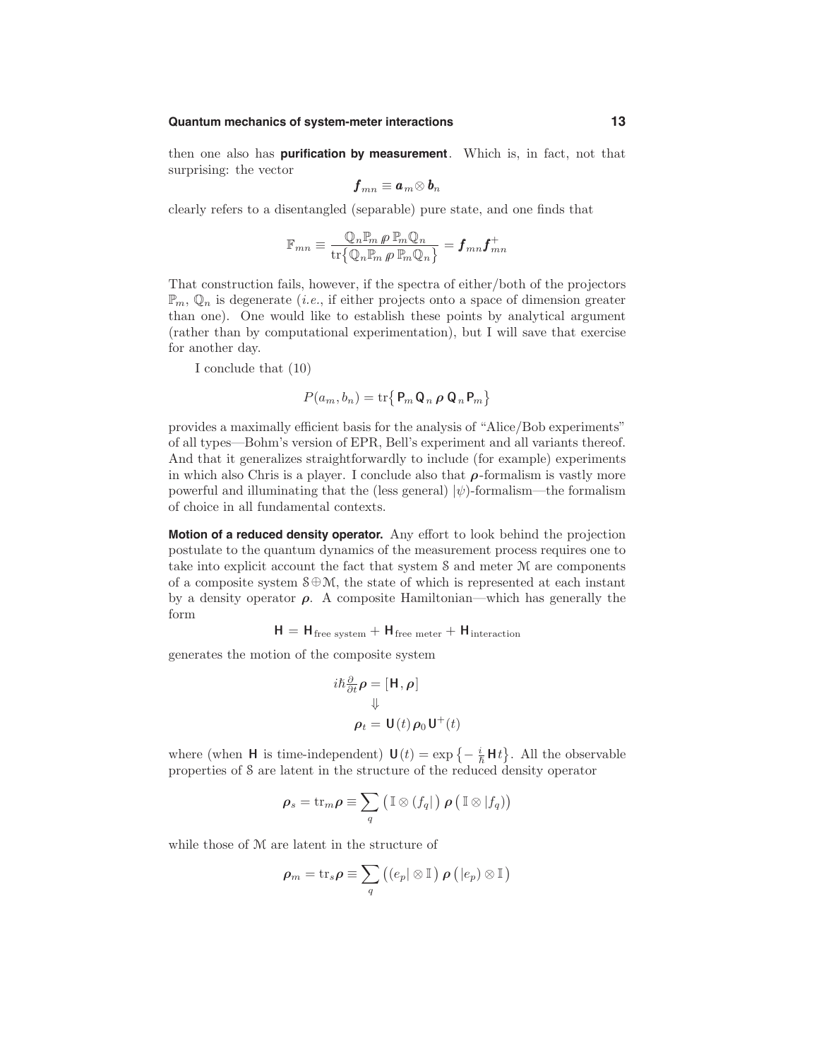then one also has **purification by measurement**. Which is, in fact, not that surprising: the vector

$$\boldsymbol{f}_{mn} \equiv \boldsymbol{a}_m \otimes \boldsymbol{b}_n$$

clearly refers to a disentangled (separable) pure state, and one finds that

$$\mathbb{F}_{mn} \equiv \frac{\mathbb{Q}_n \mathbb{P}_m \, \rho \, \mathbb{P}_m \mathbb{Q}_n}{\mathrm{tr}\big\{\mathbb{Q}_n \mathbb{P}_m \, \rho \, \mathbb{P}_m \mathbb{Q}_n\big\}} = \boldsymbol{f}_{mn} \boldsymbol{f}_{mn}^{+}$$

That construction fails, however, if the spectra of either/both of the projectors $\mathbb{P}_m$, $\mathbb{Q}_n$ is degenerate (*i.e.*, if either projects onto a space of dimension greater than one). One would like to establish these points by analytical argument (rather than by computational experimentation), but I will save that exercise for another day.

I conclude that (10)

$$P(a_m, b_n) = \mathrm{tr}\big\{ \mathsf{P}_m \mathsf{Q}_n \, \boldsymbol{\rho} \, \mathsf{Q}_n \mathsf{P}_m \big\}$$

provides a maximally efficient basis for the analysis of "Alice/Bob experiments" of all types—Bohm's version of EPR, Bell's experiment and all variants thereof. And that it generalizes straightforwardly to include (for example) experiments in which also Chris is a player. I conclude also that $\boldsymbol{\rho}$-formalism is vastly more powerful and illuminating that the (less general) $|\psi)$-formalism—the formalism of choice in all fundamental contexts.

**Motion of a reduced density operator.** Any effort to look behind the projection postulate to the quantum dynamics of the measurement process requires one to take into explicit account the fact that system $\mathcal{S}$ and meter $\mathcal{M}$ are components of a composite system $\mathcal{S} \oplus \mathcal{M}$, the state of which is represented at each instant by a density operator $\boldsymbol{\rho}$. A composite Hamiltonian—which has generally the form

$$\mathsf{H} = \mathsf{H}_{\text{free system}} + \mathsf{H}_{\text{free meter}} + \mathsf{H}_{\text{interaction}}$$

generates the motion of the composite system

$$\begin{aligned} i\hbar \tfrac{\partial}{\partial t} \boldsymbol{\rho} &= [\mathsf{H}, \boldsymbol{\rho}] \\ &\Downarrow \\ \boldsymbol{\rho}_t &= \mathsf{U}(t) \, \boldsymbol{\rho}_0 \, \mathsf{U}^{+}(t) \end{aligned}$$

where (when $\mathsf{H}$ is time-independent) $\mathsf{U}(t) = \exp\big\{ -\tfrac{i}{\hbar} \mathsf{H} t \big\}$. All the observable properties of $\mathcal{S}$ are latent in the structure of the reduced density operator

$$\boldsymbol{\rho}_s = \mathrm{tr}_m \boldsymbol{\rho} \equiv \sum_q \big( \mathbb{I} \otimes (f_q| \big) \, \boldsymbol{\rho} \, \big( \mathbb{I} \otimes |f_q) \big)$$

while those of $\mathcal{M}$ are latent in the structure of

$$\boldsymbol{\rho}_m = \mathrm{tr}_s \boldsymbol{\rho} \equiv \sum_q \big( (e_p| \otimes \mathbb{I} \big) \, \boldsymbol{\rho} \, \big( |e_p) \otimes \mathbb{I} \big)$$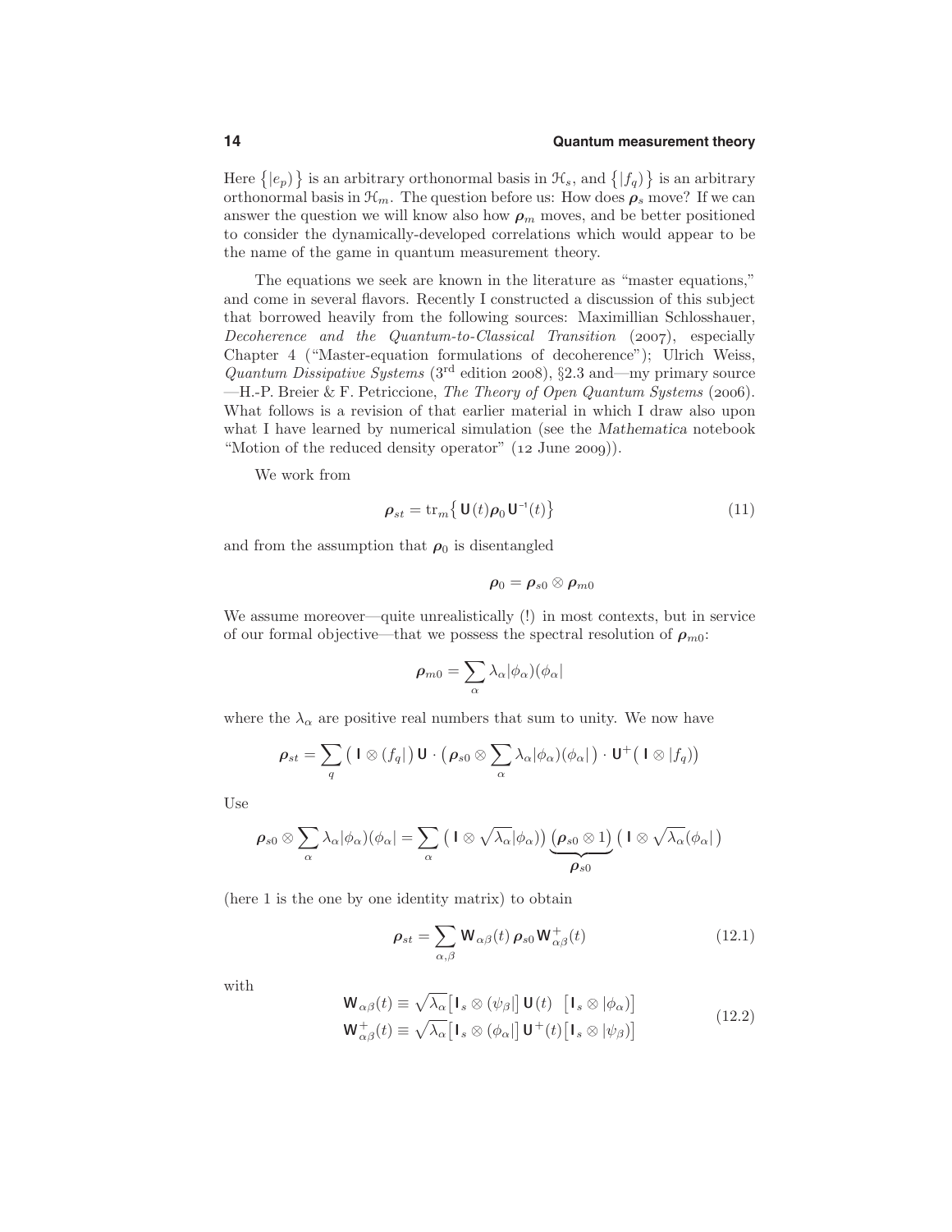Here $\{|e_p)\}$ is an arbitrary orthonormal basis in $\mathcal{H}_s$, and $\{|f_q)\}$ is an arbitrary orthonormal basis in $\mathcal{H}_m$. The question before us: How does $\boldsymbol{\rho}_s$ move? If we can answer the question we will know also how $\boldsymbol{\rho}_m$ moves, and be better positioned to consider the dynamically-developed correlations which would appear to be the name of the game in quantum measurement theory.

The equations we seek are known in the literature as "master equations," and come in several flavors. Recently I constructed a discussion of this subject that borrowed heavily from the following sources: Maximillian Schlosshauer, *Decoherence and the Quantum-to-Classical Transition* (2007), especially Chapter 4 ("Master-equation formulations of decoherence"); Ulrich Weiss, *Quantum Dissipative Systems* (3rd edition 2008), §2.3 and—my primary source —H.-P. Breier & F. Petriccione, *The Theory of Open Quantum Systems* (2006). What follows is a revision of that earlier material in which I draw also upon what I have learned by numerical simulation (see the *Mathematica* notebook "Motion of the reduced density operator" (12 June 2009)).

We work from

$$\boldsymbol{\rho}_{st} = \text{tr}_m\big\{\,\mathbf{U}(t)\boldsymbol{\rho}_0\,\mathbf{U}^{-1}(t)\big\} \tag{11}$$

and from the assumption that $\boldsymbol{\rho}_0$ is disentangled

$$\boldsymbol{\rho}_0 = \boldsymbol{\rho}_{s0}\otimes\boldsymbol{\rho}_{m0}$$

We assume moreover—quite unrealistically (!) in most contexts, but in service of our formal objective—that we possess the spectral resolution of $\boldsymbol{\rho}_{m0}$:

$$\boldsymbol{\rho}_{m0} = \sum_\alpha \lambda_\alpha|\phi_\alpha)(\phi_\alpha|$$

where the $\lambda_\alpha$ are positive real numbers that sum to unity. We now have

$$\boldsymbol{\rho}_{st} = \sum_q \big(\,\mathbf{I}\otimes(f_q|\big)\,\mathbf{U}\cdot\big(\boldsymbol{\rho}_{s0}\otimes\sum_\alpha\lambda_\alpha|\phi_\alpha)(\phi_\alpha|\big)\cdot\mathbf{U}^{+}\big(\,\mathbf{I}\otimes|f_q)\big)$$

Use

$$\boldsymbol{\rho}_{s0}\otimes\sum_\alpha\lambda_\alpha|\phi_\alpha)(\phi_\alpha| = \sum_\alpha\big(\,\mathbf{I}\otimes\sqrt{\lambda_\alpha}|\phi_\alpha)\big)\underbrace{\big(\boldsymbol{\rho}_{s0}\otimes 1\big)}_{\boldsymbol{\rho}_{s0}}\big(\,\mathbf{I}\otimes\sqrt{\lambda_\alpha}(\phi_\alpha|\big)$$

(here 1 is the one by one identity matrix) to obtain

$$\boldsymbol{\rho}_{st} = \sum_{\alpha,\beta}\mathbf{W}_{\alpha\beta}(t)\,\boldsymbol{\rho}_{s0}\,\mathbf{W}^{+}_{\alpha\beta}(t) \tag{12.1}$$

with

$$\begin{aligned}
\mathbf{W}_{\alpha\beta}(t) &\equiv \sqrt{\lambda_\alpha}\big[\mathbf{I}_s\otimes(\psi_\beta|\big]\,\mathbf{U}(t)\;\;\big[\mathbf{I}_s\otimes|\phi_\alpha)\big]\\
\mathbf{W}^{+}_{\alpha\beta}(t) &\equiv \sqrt{\lambda_\alpha}\big[\mathbf{I}_s\otimes(\phi_\alpha|\big]\,\mathbf{U}^{+}(t)\big[\mathbf{I}_s\otimes|\psi_\beta)\big]
\end{aligned} \tag{12.2}$$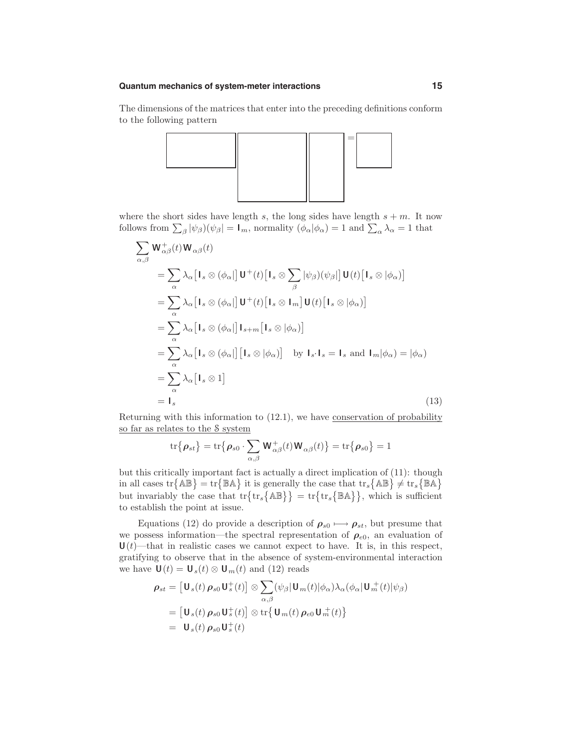The dimensions of the matrices that enter into the preceding definitions conform to the following pattern

where the short sides have length $s$, the long sides have length $s+m$. It now follows from $\sum_\beta |\psi_\beta)(\psi_\beta| = \mathbf{I}_m$, normality $(\phi_\alpha|\phi_\alpha) = 1$ and $\sum_\alpha \lambda_\alpha = 1$ that

$$
\begin{aligned}
\sum_{\alpha,\beta} \mathbf{W}^+_{\alpha\beta}(t)\mathbf{W}_{\alpha\beta}(t) \\
&= \sum_\alpha \lambda_\alpha \big[\mathbf{I}_s \otimes (\phi_\alpha|\big]\,\mathbf{U}^+(t)\big[\mathbf{I}_s \otimes \sum_\beta |\psi_\beta)(\psi_\beta|\big]\,\mathbf{U}(t)\big[\mathbf{I}_s \otimes |\phi_\alpha)\big] \\
&= \sum_\alpha \lambda_\alpha \big[\mathbf{I}_s \otimes (\phi_\alpha|\big]\,\mathbf{U}^+(t)\big[\mathbf{I}_s \otimes \mathbf{I}_m\big]\,\mathbf{U}(t)\big[\mathbf{I}_s \otimes |\phi_\alpha)\big] \\
&= \sum_\alpha \lambda_\alpha \big[\mathbf{I}_s \otimes (\phi_\alpha|\big]\,\mathbf{I}_{s+m}\big[\mathbf{I}_s \otimes |\phi_\alpha)\big] \\
&= \sum_\alpha \lambda_\alpha \big[\mathbf{I}_s \otimes (\phi_\alpha|\big]\big[\mathbf{I}_s \otimes |\phi_\alpha)\big] \quad \text{by } \mathbf{I}_s\!\cdot\!\mathbf{I}_s = \mathbf{I}_s \text{ and } \mathbf{I}_m|\phi_\alpha) = |\phi_\alpha) \\
&= \sum_\alpha \lambda_\alpha \big[\mathbf{I}_s \otimes 1\big] \\
&= \mathbf{I}_s
\end{aligned}
\tag{13}
$$

Returning with this information to (12.1), we have <u>conservation of probability so far as relates to the $\mathcal{S}$ system</u>

$$
\mathrm{tr}\big\{\boldsymbol{\rho}_{st}\big\} = \mathrm{tr}\big\{\boldsymbol{\rho}_{s0}\cdot \sum_{\alpha,\beta} \mathbf{W}^+_{\alpha\beta}(t)\mathbf{W}_{\alpha\beta}(t)\big\} = \mathrm{tr}\big\{\boldsymbol{\rho}_{s0}\big\} = 1
$$

but this critically important fact is actually a direct implication of (11): though in all cases $\mathrm{tr}\big\{\mathbb{AB}\big\} = \mathrm{tr}\big\{\mathbb{BA}\big\}$ it is generally the case that $\mathrm{tr}_s\big\{\mathbb{AB}\big\} \neq \mathrm{tr}_s\big\{\mathbb{BA}\big\}$ but invariably the case that $\mathrm{tr}\big\{\mathrm{tr}_s\big\{\mathbb{AB}\big\}\big\} = \mathrm{tr}\big\{\mathrm{tr}_s\big\{\mathbb{BA}\big\}\big\}$, which is sufficient to establish the point at issue.

Equations (12) do provide a description of $\boldsymbol{\rho}_{s0} \longmapsto \boldsymbol{\rho}_{st}$, but presume that we possess information—the spectral representation of $\boldsymbol{\rho}_{e0}$, an evaluation of $\mathbf{U}(t)$—that in realistic cases we cannot expect to have. It is, in this respect, gratifying to observe that in the absence of system-environmental interaction we have $\mathbf{U}(t) = \mathbf{U}_s(t) \otimes \mathbf{U}_m(t)$ and (12) reads

$$
\begin{aligned}
\boldsymbol{\rho}_{st} &= \big[\mathbf{U}_s(t)\,\boldsymbol{\rho}_{s0}\,\mathbf{U}^+_s(t)\big] \otimes \sum_{\alpha,\beta} (\psi_\beta|\mathbf{U}_m(t)|\phi_\alpha)\lambda_\alpha(\phi_\alpha|\mathbf{U}^+_m(t)|\psi_\beta) \\
&= \big[\mathbf{U}_s(t)\,\boldsymbol{\rho}_{s0}\,\mathbf{U}^+_s(t)\big] \otimes \mathrm{tr}\big\{\mathbf{U}_m(t)\,\boldsymbol{\rho}_{e0}\,\mathbf{U}^+_m(t)\big\} \\
&= \ \mathbf{U}_s(t)\,\boldsymbol{\rho}_{s0}\,\mathbf{U}^+_s(t)
\end{aligned}
$$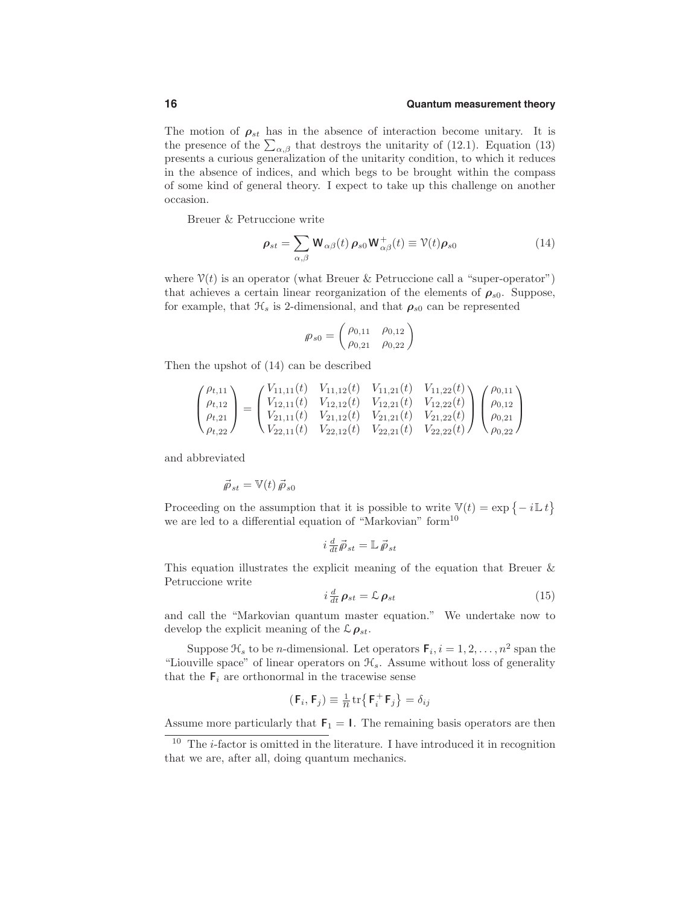The motion of $\boldsymbol{\rho}_{st}$ has in the absence of interaction become unitary. It is the presence of the $\sum_{\alpha,\beta}$ that destroys the unitarity of (12.1). Equation (13) presents a curious generalization of the unitarity condition, to which it reduces in the absence of indices, and which begs to be brought within the compass of some kind of general theory. I expect to take up this challenge on another occasion.

Breuer & Petruccione write

$$\boldsymbol{\rho}_{st} = \sum_{\alpha,\beta} \mathbf{W}_{\alpha\beta}(t)\, \boldsymbol{\rho}_{s0}\, \mathbf{W}^{+}_{\alpha\beta}(t) \equiv \mathcal{V}(t)\boldsymbol{\rho}_{s0} \tag{14}$$

where $\mathcal{V}(t)$ is an operator (what Breuer & Petruccione call a "super-operator") that achieves a certain linear reorganization of the elements of $\boldsymbol{\rho}_{s0}$. Suppose, for example, that $\mathcal{H}_s$ is 2-dimensional, and that $\boldsymbol{\rho}_{s0}$ can be represented

$$\rho\!\!\!/_{s0} = \begin{pmatrix} \rho_{0,11} & \rho_{0,12} \\ \rho_{0,21} & \rho_{0,22} \end{pmatrix}$$

Then the upshot of (14) can be described

$$\begin{pmatrix} \rho_{t,11} \\ \rho_{t,12} \\ \rho_{t,21} \\ \rho_{t,22} \end{pmatrix} = \begin{pmatrix} V_{11,11}(t) & V_{11,12}(t) & V_{11,21}(t) & V_{11,22}(t) \\ V_{12,11}(t) & V_{12,12}(t) & V_{12,21}(t) & V_{12,22}(t) \\ V_{21,11}(t) & V_{21,12}(t) & V_{21,21}(t) & V_{21,22}(t) \\ V_{22,11}(t) & V_{22,12}(t) & V_{22,21}(t) & V_{22,22}(t) \end{pmatrix} \begin{pmatrix} \rho_{0,11} \\ \rho_{0,12} \\ \rho_{0,21} \\ \rho_{0,22} \end{pmatrix}$$

and abbreviated

$$\vec{\rho\!\!\!/}_{st} = \mathbb{V}(t)\, \vec{\rho\!\!\!/}_{s0}$$

Proceeding on the assumption that it is possible to write $\mathbb{V}(t) = \exp\{-i\mathbb{L}\,t\}$ we are led to a differential equation of "Markovian" form[10]

$$i\,\tfrac{d}{dt}\vec{\rho\!\!\!/}_{st} = \mathbb{L}\,\vec{\rho\!\!\!/}_{st}$$

This equation illustrates the explicit meaning of the equation that Breuer & Petruccione write

$$i\,\tfrac{d}{dt}\,\boldsymbol{\rho}_{st} = \mathcal{L}\,\boldsymbol{\rho}_{st} \tag{15}$$

and call the "Markovian quantum master equation." We undertake now to develop the explicit meaning of the $\mathcal{L}\,\boldsymbol{\rho}_{st}$.

Suppose $\mathcal{H}_s$ to be $n$-dimensional. Let operators $\mathbf{F}_i, i = 1, 2, \ldots, n^2$ span the "Liouville space" of linear operators on $\mathcal{H}_s$. Assume without loss of generality that the $\mathbf{F}_i$ are orthonormal in the tracewise sense

$$(\mathbf{F}_i, \mathbf{F}_j) \equiv \tfrac{1}{n}\,\mathrm{tr}\{\mathbf{F}_i^{+}\mathbf{F}_j\} = \delta_{ij}$$

Assume more particularly that $\mathbf{F}_1 = \mathbf{I}$. The remaining basis operators are then

[10] The $i$-factor is omitted in the literature. I have introduced it in recognition that we are, after all, doing quantum mechanics.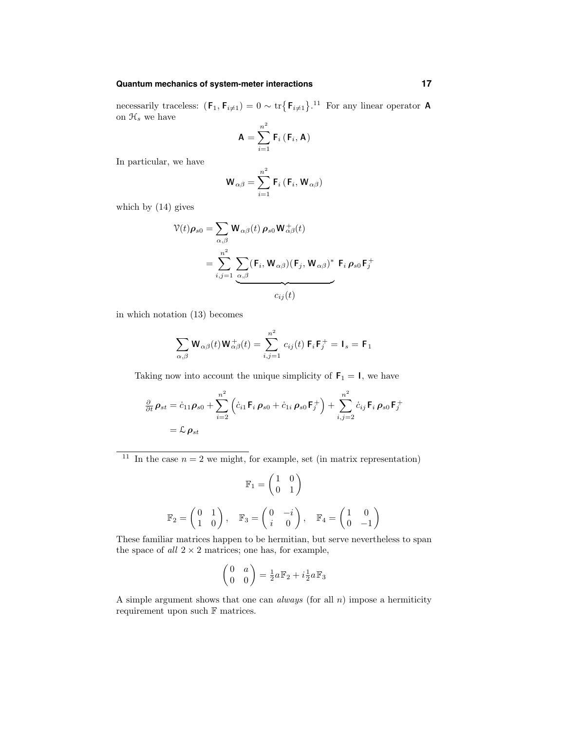necessarily traceless: $(\mathsf{F}_1, \mathsf{F}_{i\neq 1}) = 0 \sim \mathrm{tr}\{\mathsf{F}_{i\neq 1}\}$.[11] For any linear operator $\mathsf{A}$ on $\mathcal{H}_s$ we have

$$\mathsf{A} = \sum_{i=1}^{n^2} \mathsf{F}_i\,(\mathsf{F}_i, \mathsf{A})$$

In particular, we have

$$\mathsf{W}_{\alpha\beta} = \sum_{i=1}^{n^2} \mathsf{F}_i\,(\mathsf{F}_i, \mathsf{W}_{\alpha\beta})$$

which by (14) gives

$$\begin{aligned}
\mathcal{V}(t)\boldsymbol{\rho}_{s0} &= \sum_{\alpha,\beta} \mathsf{W}_{\alpha\beta}(t)\,\boldsymbol{\rho}_{s0}\,\mathsf{W}^+_{\alpha\beta}(t)\\
&= \sum_{i,j=1}^{n^2} \underbrace{\sum_{\alpha,\beta}(\mathsf{F}_i, \mathsf{W}_{\alpha\beta})(\mathsf{F}_j, \mathsf{W}_{\alpha\beta})^*}_{c_{ij}(t)}\;\mathsf{F}_i\,\boldsymbol{\rho}_{s0}\,\mathsf{F}^+_j
\end{aligned}$$

in which notation (13) becomes

$$\sum_{\alpha,\beta} \mathsf{W}_{\alpha\beta}(t)\mathsf{W}^+_{\alpha\beta}(t) = \sum_{i,j=1}^{n^2} c_{ij}(t)\,\mathsf{F}_i\mathsf{F}^+_j = \mathsf{I}_s = \mathsf{F}_1$$

Taking now into account the unique simplicity of $\mathsf{F}_1 = \mathsf{I}$, we have

$$\begin{aligned}
\tfrac{\partial}{\partial t}\,\boldsymbol{\rho}_{st} &= \dot{c}_{11}\boldsymbol{\rho}_{s0} + \sum_{i=2}^{n^2}\Big(\dot{c}_{i1}\,\mathsf{F}_i\,\boldsymbol{\rho}_{s0} + \dot{c}_{1i}\,\boldsymbol{\rho}_{s0}\,\mathsf{F}^+_j\Big) + \sum_{i,j=2}^{n^2} \dot{c}_{ij}\,\mathsf{F}_i\,\boldsymbol{\rho}_{s0}\,\mathsf{F}^+_j\\
&= \mathcal{L}\,\boldsymbol{\rho}_{st}
\end{aligned}$$

---

[11] In the case $n = 2$ we might, for example, set (in matrix representation)

$$\mathbb{F}_1 = \begin{pmatrix} 1 & 0 \\ 0 & 1 \end{pmatrix}$$

$$\mathbb{F}_2 = \begin{pmatrix} 0 & 1 \\ 1 & 0 \end{pmatrix}, \quad \mathbb{F}_3 = \begin{pmatrix} 0 & -i \\ i & 0 \end{pmatrix}, \quad \mathbb{F}_4 = \begin{pmatrix} 1 & 0 \\ 0 & -1 \end{pmatrix}$$

These familiar matrices happen to be hermitian, but serve nevertheless to span the space of *all* $2 \times 2$ matrices; one has, for example,

$$\begin{pmatrix} 0 & a \\ 0 & 0 \end{pmatrix} = \tfrac{1}{2}a\mathbb{F}_2 + i\tfrac{1}{2}a\mathbb{F}_3$$

A simple argument shows that one can *always* (for all $n$) impose a hermiticity requirement upon such $\mathbb{F}$ matrices.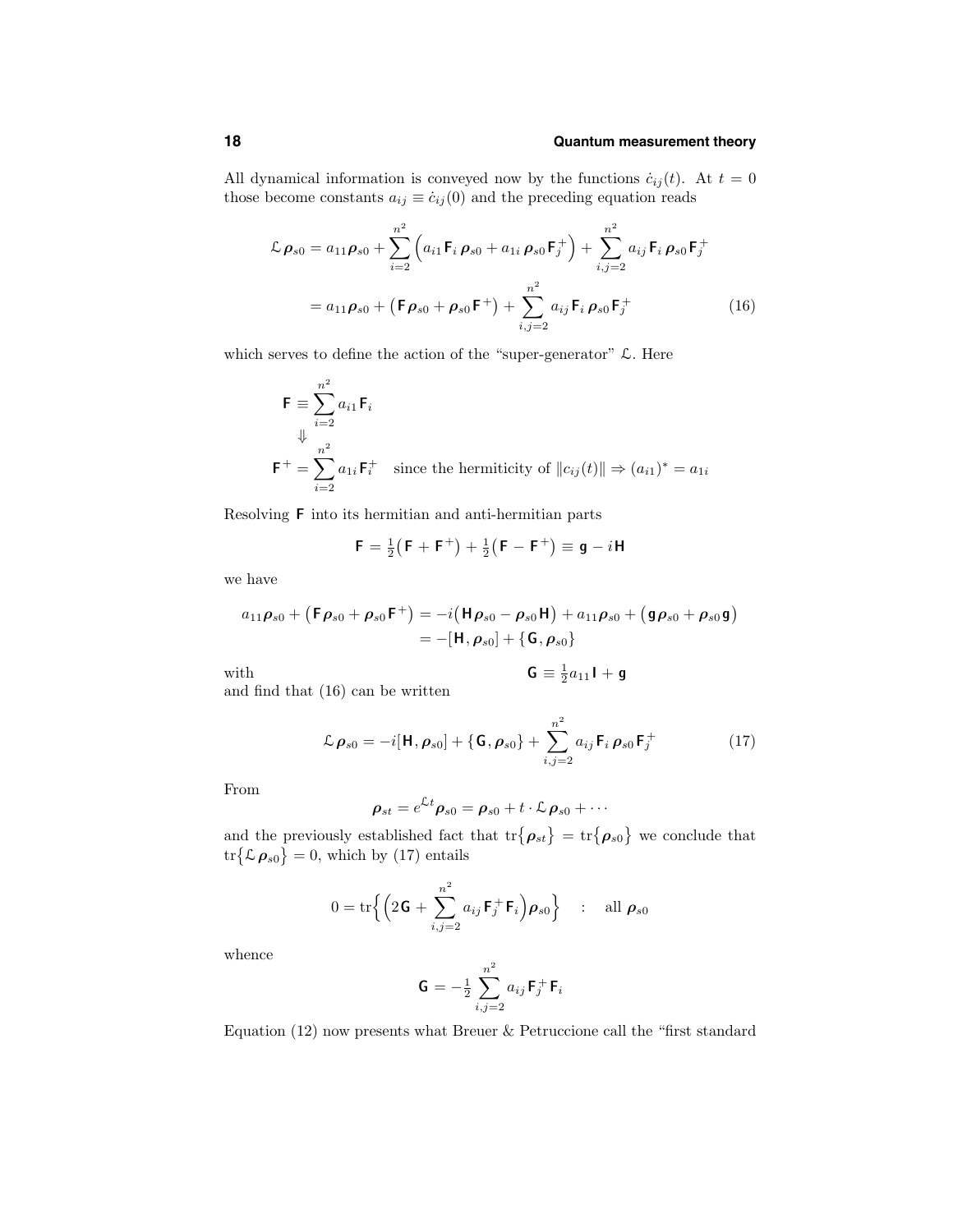All dynamical information is conveyed now by the functions $\dot{c}_{ij}(t)$. At $t = 0$ those become constants $a_{ij} \equiv \dot{c}_{ij}(0)$ and the preceding equation reads

$$
\begin{aligned}
\mathcal{L}\,\boldsymbol{\rho}_{s0} &= a_{11}\boldsymbol{\rho}_{s0} + \sum_{i=2}^{n^2}\Big(a_{i1}\,\mathsf{F}_i\,\boldsymbol{\rho}_{s0} + a_{1i}\,\boldsymbol{\rho}_{s0}\,\mathsf{F}_j^+\Big) + \sum_{i,j=2}^{n^2} a_{ij}\,\mathsf{F}_i\,\boldsymbol{\rho}_{s0}\,\mathsf{F}_j^+ \\
&= a_{11}\boldsymbol{\rho}_{s0} + \big(\mathsf{F}\,\boldsymbol{\rho}_{s0} + \boldsymbol{\rho}_{s0}\,\mathsf{F}^+\big) + \sum_{i,j=2}^{n^2} a_{ij}\,\mathsf{F}_i\,\boldsymbol{\rho}_{s0}\,\mathsf{F}_j^+
\end{aligned}
\tag{16}
$$

which serves to define the action of the "super-generator" $\mathcal{L}$. Here

$$
\begin{aligned}
\mathsf{F} &\equiv \sum_{i=2}^{n^2} a_{i1}\,\mathsf{F}_i \\
&\Downarrow \\
\mathsf{F}^+ &= \sum_{i=2}^{n^2} a_{1i}\,\mathsf{F}_i^+ \quad \text{since the hermiticity of } \|c_{ij}(t)\| \Rightarrow (a_{i1})^* = a_{1i}
\end{aligned}
$$

Resolving $\mathsf{F}$ into its hermitian and anti-hermitian parts

$$
\mathsf{F} = \tfrac{1}{2}\big(\mathsf{F} + \mathsf{F}^+\big) + \tfrac{1}{2}\big(\mathsf{F} - \mathsf{F}^+\big) \equiv \mathsf{g} - i\mathsf{H}
$$

we have

$$
\begin{aligned}
a_{11}\boldsymbol{\rho}_{s0} + \big(\mathsf{F}\,\boldsymbol{\rho}_{s0} + \boldsymbol{\rho}_{s0}\,\mathsf{F}^+\big) &= -i\big(\mathsf{H}\,\boldsymbol{\rho}_{s0} - \boldsymbol{\rho}_{s0}\,\mathsf{H}\big) + a_{11}\boldsymbol{\rho}_{s0} + \big(\mathsf{g}\,\boldsymbol{\rho}_{s0} + \boldsymbol{\rho}_{s0}\,\mathsf{g}\big) \\
&= -[\mathsf{H}, \boldsymbol{\rho}_{s0}] + \{\mathsf{G}, \boldsymbol{\rho}_{s0}\}
\end{aligned}
$$

with

$$
\mathsf{G} \equiv \tfrac{1}{2}a_{11}\,\mathsf{I} + \mathsf{g}
$$

and find that (16) can be written

$$
\mathcal{L}\,\boldsymbol{\rho}_{s0} = -i[\mathsf{H}, \boldsymbol{\rho}_{s0}] + \{\mathsf{G}, \boldsymbol{\rho}_{s0}\} + \sum_{i,j=2}^{n^2} a_{ij}\,\mathsf{F}_i\,\boldsymbol{\rho}_{s0}\,\mathsf{F}_j^+ \tag{17}
$$

From

$$
\boldsymbol{\rho}_{st} = e^{\mathcal{L}t}\boldsymbol{\rho}_{s0} = \boldsymbol{\rho}_{s0} + t\cdot\mathcal{L}\,\boldsymbol{\rho}_{s0} + \cdots
$$

and the previously established fact that $\mathrm{tr}\big\{\boldsymbol{\rho}_{st}\big\} = \mathrm{tr}\big\{\boldsymbol{\rho}_{s0}\big\}$ we conclude that $\mathrm{tr}\big\{\mathcal{L}\,\boldsymbol{\rho}_{s0}\big\} = 0$, which by (17) entails

$$
0 = \mathrm{tr}\Big\{\Big(2\mathsf{G} + \sum_{i,j=2}^{n^2} a_{ij}\,\mathsf{F}_j^+\,\mathsf{F}_i\Big)\boldsymbol{\rho}_{s0}\Big\} \quad : \quad \text{all } \boldsymbol{\rho}_{s0}
$$

whence

$$
\mathsf{G} = -\tfrac{1}{2}\sum_{i,j=2}^{n^2} a_{ij}\,\mathsf{F}_j^+\,\mathsf{F}_i
$$

Equation (12) now presents what Breuer & Petruccione call the "first standard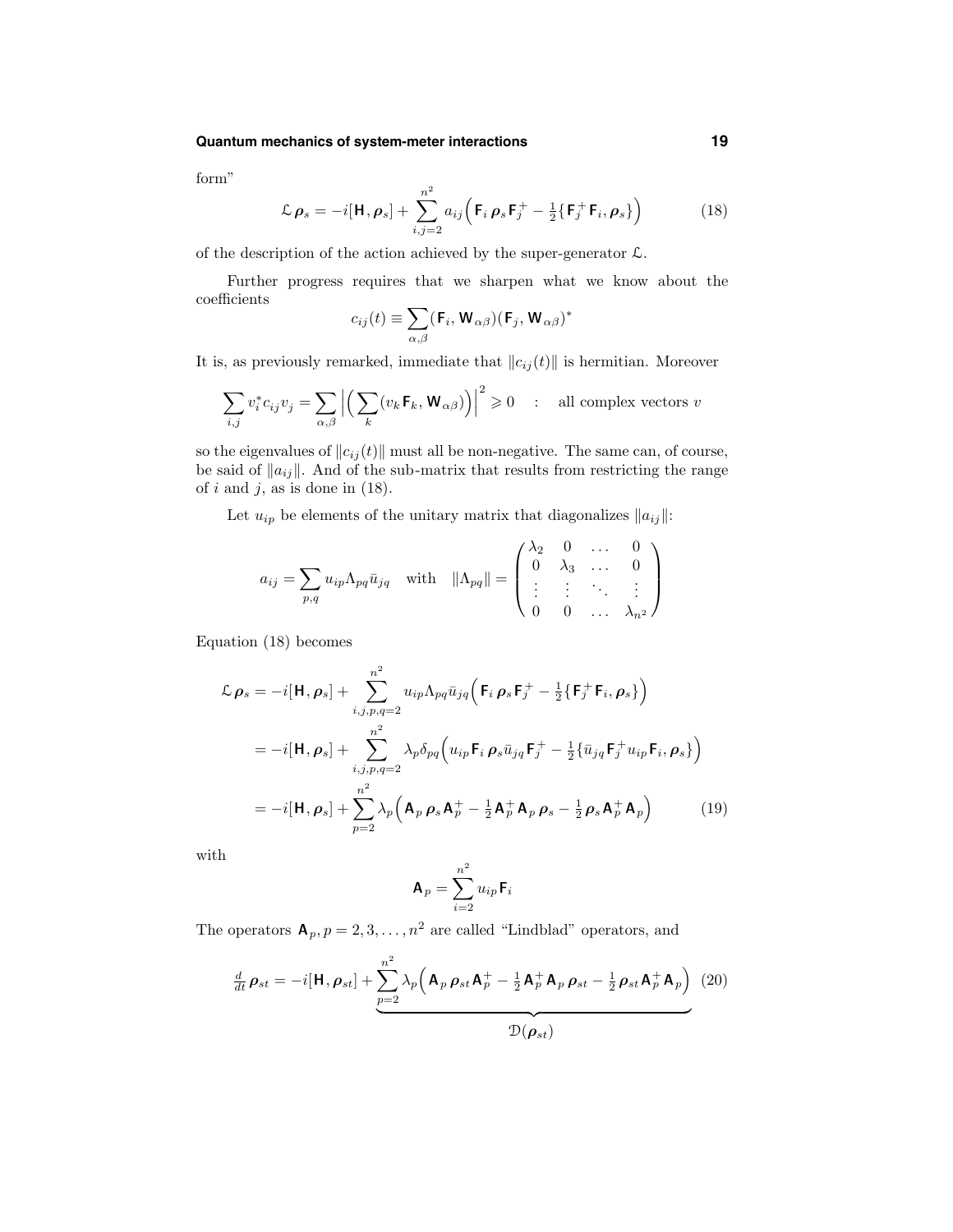form"

$$
\mathcal{L}\,\boldsymbol{\rho}_s = -i[\mathbf{H},\boldsymbol{\rho}_s] + \sum_{i,j=2}^{n^2} a_{ij}\Big(\mathbf{F}_i\,\boldsymbol{\rho}_s\,\mathbf{F}_j^+ - \tfrac{1}{2}\{\mathbf{F}_j^+\mathbf{F}_i,\boldsymbol{\rho}_s\}\Big) \tag{18}
$$

of the description of the action achieved by the super-generator $\mathcal{L}$.

Further progress requires that we sharpen what we know about the coefficients

$$
c_{ij}(t) \equiv \sum_{\alpha,\beta}(\mathbf{F}_i,\mathbf{W}_{\alpha\beta})(\mathbf{F}_j,\mathbf{W}_{\alpha\beta})^*
$$

It is, as previously remarked, immediate that $\|c_{ij}(t)\|$ is hermitian. Moreover

$$
\sum_{i,j} v_i^* c_{ij} v_j = \sum_{\alpha,\beta}\Big|\Big(\sum_k (v_k\,\mathbf{F}_k,\mathbf{W}_{\alpha\beta})\Big)\Big|^2 \geqslant 0 \quad : \quad \text{all complex vectors } v
$$

so the eigenvalues of $\|c_{ij}(t)\|$ must all be non-negative. The same can, of course, be said of $\|a_{ij}\|$. And of the sub-matrix that results from restricting the range of $i$ and $j$, as is done in (18).

Let $u_{ip}$ be elements of the unitary matrix that diagonalizes $\|a_{ij}\|$:

$$
a_{ij} = \sum_{p,q} u_{ip}\Lambda_{pq}\bar{u}_{jq} \quad \text{with} \quad \|\Lambda_{pq}\| = \begin{pmatrix} \lambda_2 & 0 & \dots & 0 \\ 0 & \lambda_3 & \dots & 0 \\ \vdots & \vdots & \ddots & \vdots \\ 0 & 0 & \dots & \lambda_{n^2} \end{pmatrix}
$$

Equation (18) becomes

$$
\begin{aligned}
\mathcal{L}\,\boldsymbol{\rho}_s &= -i[\mathbf{H},\boldsymbol{\rho}_s] + \sum_{i,j,p,q=2}^{n^2} u_{ip}\Lambda_{pq}\bar{u}_{jq}\Big(\mathbf{F}_i\,\boldsymbol{\rho}_s\,\mathbf{F}_j^+ - \tfrac{1}{2}\{\mathbf{F}_j^+\mathbf{F}_i,\boldsymbol{\rho}_s\}\Big) \\
&= -i[\mathbf{H},\boldsymbol{\rho}_s] + \sum_{i,j,p,q=2}^{n^2} \lambda_p\delta_{pq}\Big(u_{ip}\mathbf{F}_i\,\boldsymbol{\rho}_s\bar{u}_{jq}\,\mathbf{F}_j^+ - \tfrac{1}{2}\{\bar{u}_{jq}\mathbf{F}_j^+u_{ip}\mathbf{F}_i,\boldsymbol{\rho}_s\}\Big) \\
&= -i[\mathbf{H},\boldsymbol{\rho}_s] + \sum_{p=2}^{n^2}\lambda_p\Big(\mathbf{A}_p\,\boldsymbol{\rho}_s\,\mathbf{A}_p^+ - \tfrac{1}{2}\mathbf{A}_p^+\mathbf{A}_p\,\boldsymbol{\rho}_s - \tfrac{1}{2}\boldsymbol{\rho}_s\,\mathbf{A}_p^+\mathbf{A}_p\Big)
\end{aligned} \tag{19}
$$

with

$$
\mathbf{A}_p = \sum_{i=2}^{n^2} u_{ip}\mathbf{F}_i
$$

The operators $\mathbf{A}_p, p = 2, 3, \ldots, n^2$ are called "Lindblad" operators, and

$$
\tfrac{d}{dt}\boldsymbol{\rho}_{st} = -i[\mathbf{H},\boldsymbol{\rho}_{st}] + \underbrace{\sum_{p=2}^{n^2}\lambda_p\Big(\mathbf{A}_p\,\boldsymbol{\rho}_{st}\,\mathbf{A}_p^+ - \tfrac{1}{2}\mathbf{A}_p^+\mathbf{A}_p\,\boldsymbol{\rho}_{st} - \tfrac{1}{2}\boldsymbol{\rho}_{st}\,\mathbf{A}_p^+\mathbf{A}_p\Big)}_{\mathcal{D}(\boldsymbol{\rho}_{st})} \tag{20}
$$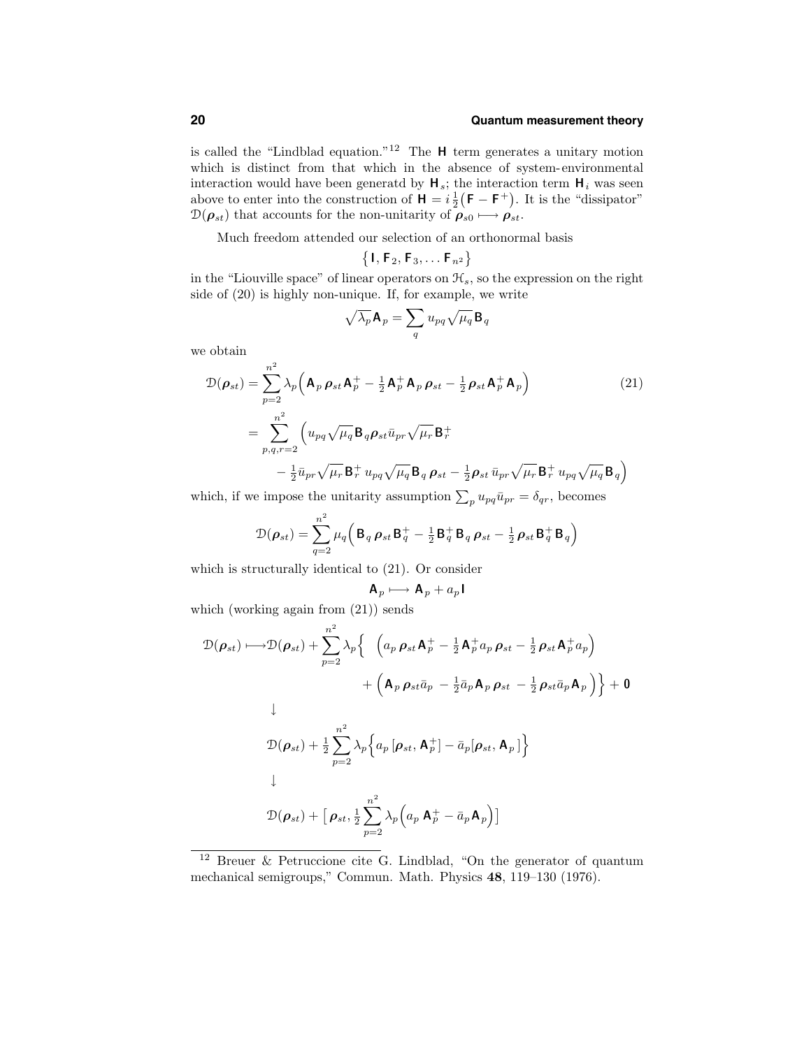is called the "Lindblad equation."[12] The $\mathsf{H}$ term generates a unitary motion which is distinct from that which in the absence of system-environmental interaction would have been generatd by $\mathsf{H}_s$; the interaction term $\mathsf{H}_i$ was seen above to enter into the construction of $\mathsf{H} = i\,\frac{1}{2}\big(\mathsf{F} - \mathsf{F}^+\big)$. It is the "dissipator" $\mathcal{D}(\boldsymbol{\rho}_{st})$ that accounts for the non-unitarity of $\boldsymbol{\rho}_{s0} \longmapsto \boldsymbol{\rho}_{st}$.

Much freedom attended our selection of an orthonormal basis

$$\big\{\,\mathsf{I}, \mathsf{F}_2, \mathsf{F}_3, \ldots \mathsf{F}_{n^2}\big\}$$

in the "Liouville space" of linear operators on $\mathcal{H}_s$, so the expression on the right side of (20) is highly non-unique. If, for example, we write

$$\sqrt{\lambda_p}\,\mathsf{A}_p = \sum_q u_{pq}\sqrt{\mu_q}\,\mathsf{B}_q$$

we obtain

$$\begin{aligned}
\mathcal{D}(\boldsymbol{\rho}_{st}) &= \sum_{p=2}^{n^2} \lambda_p\Big(\mathsf{A}_p\,\boldsymbol{\rho}_{st}\,\mathsf{A}_p^+ - \tfrac{1}{2}\,\mathsf{A}_p^+\mathsf{A}_p\,\boldsymbol{\rho}_{st} - \tfrac{1}{2}\,\boldsymbol{\rho}_{st}\,\mathsf{A}_p^+\mathsf{A}_p\Big) \qquad (21)\\
&= \sum_{p,q,r=2}^{n^2}\Big(u_{pq}\sqrt{\mu_q}\,\mathsf{B}_q\boldsymbol{\rho}_{st}\bar{u}_{pr}\sqrt{\mu_r}\,\mathsf{B}_r^+\\
&\qquad - \tfrac{1}{2}\bar{u}_{pr}\sqrt{\mu_r}\,\mathsf{B}_r^+\,u_{pq}\sqrt{\mu_q}\,\mathsf{B}_q\,\boldsymbol{\rho}_{st} - \tfrac{1}{2}\boldsymbol{\rho}_{st}\,\bar{u}_{pr}\sqrt{\mu_r}\,\mathsf{B}_r^+\,u_{pq}\sqrt{\mu_q}\,\mathsf{B}_q\Big)
\end{aligned}$$

which, if we impose the unitarity assumption $\sum_p u_{pq}\bar{u}_{pr} = \delta_{qr}$, becomes

$$\mathcal{D}(\boldsymbol{\rho}_{st}) = \sum_{q=2}^{n^2}\mu_q\Big(\mathsf{B}_q\,\boldsymbol{\rho}_{st}\,\mathsf{B}_q^+ - \tfrac{1}{2}\,\mathsf{B}_q^+\,\mathsf{B}_q\,\boldsymbol{\rho}_{st} - \tfrac{1}{2}\,\boldsymbol{\rho}_{st}\,\mathsf{B}_q^+\,\mathsf{B}_q\Big)$$

which is structurally identical to (21). Or consider

$$\mathsf{A}_p \longmapsto \mathsf{A}_p + a_p\,\mathsf{I}$$

which (working again from (21)) sends

$$\begin{aligned}
\mathcal{D}(\boldsymbol{\rho}_{st}) \longmapsto\; &\mathcal{D}(\boldsymbol{\rho}_{st}) + \sum_{p=2}^{n^2}\lambda_p\Big\{\;\Big(a_p\,\boldsymbol{\rho}_{st}\,\mathsf{A}_p^+ - \tfrac{1}{2}\,\mathsf{A}_p^+a_p\,\boldsymbol{\rho}_{st} - \tfrac{1}{2}\,\boldsymbol{\rho}_{st}\,\mathsf{A}_p^+a_p\Big)\\
&\qquad\qquad + \Big(\mathsf{A}_p\,\boldsymbol{\rho}_{st}\bar{a}_p\, - \tfrac{1}{2}\bar{a}_p\,\mathsf{A}_p\,\boldsymbol{\rho}_{st}\, - \tfrac{1}{2}\,\boldsymbol{\rho}_{st}\bar{a}_p\,\mathsf{A}_p\Big)\Big\} + \mathbf{0}\\
&\downarrow\\
&\mathcal{D}(\boldsymbol{\rho}_{st}) + \tfrac{1}{2}\sum_{p=2}^{n^2}\lambda_p\Big\{a_p\,[\boldsymbol{\rho}_{st}, \mathsf{A}_p^+] - \bar{a}_p[\boldsymbol{\rho}_{st}, \mathsf{A}_p\,]\Big\}\\
&\downarrow\\
&\mathcal{D}(\boldsymbol{\rho}_{st}) + \Big[\,\boldsymbol{\rho}_{st}, \tfrac{1}{2}\sum_{p=2}^{n^2}\lambda_p\Big(a_p\;\mathsf{A}_p^+ - \bar{a}_p\,\mathsf{A}_p\Big)\Big]
\end{aligned}$$

---

[12] Breuer & Petruccione cite G. Lindblad, "On the generator of quantum mechanical semigroups," Commun. Math. Physics **48**, 119–130 (1976).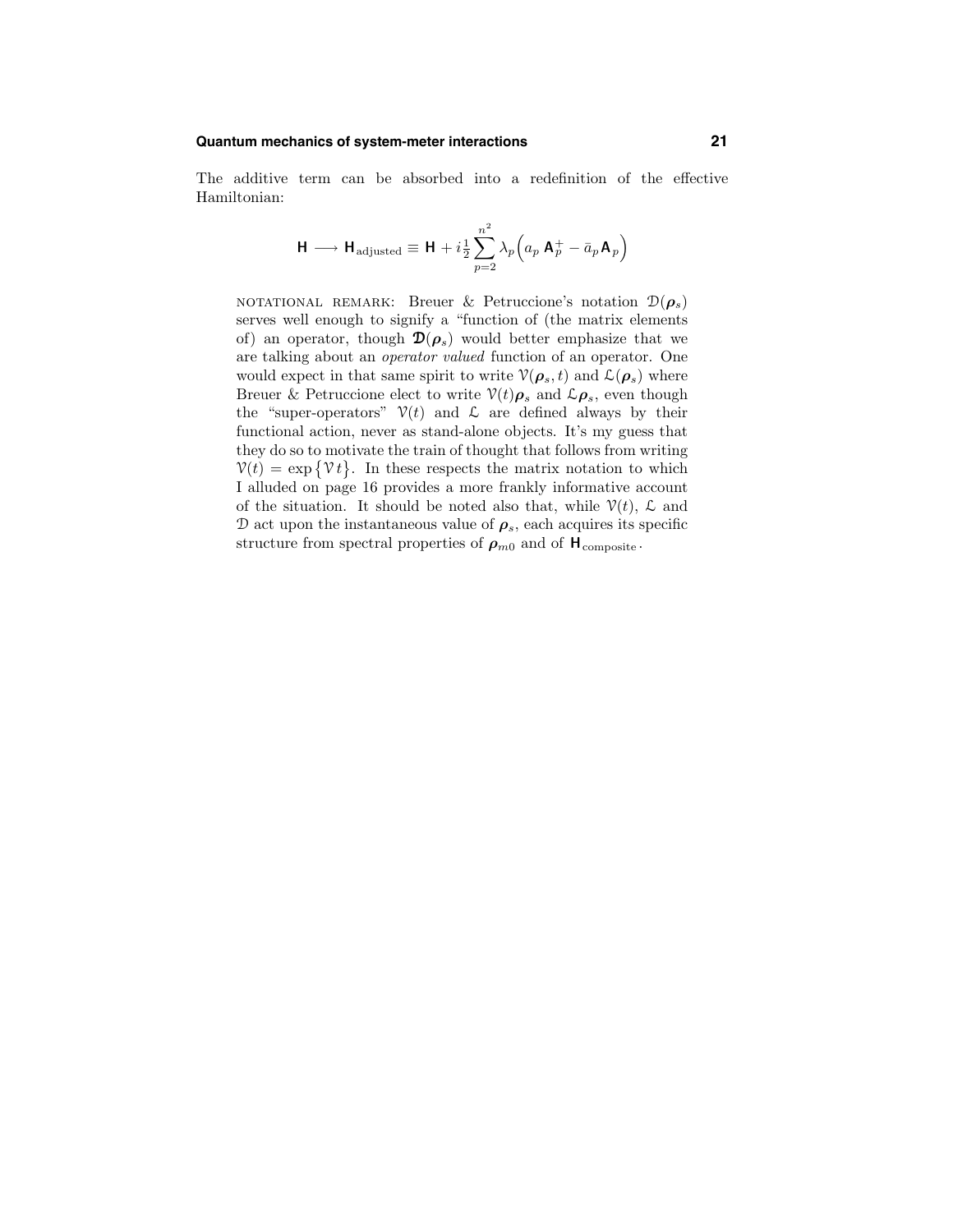The additive term can be absorbed into a redefinition of the effective Hamiltonian:

$$\mathsf{H} \longrightarrow \mathsf{H}_{\text{adjusted}} \equiv \mathsf{H} + i\tfrac{1}{2}\sum_{p=2}^{n^2} \lambda_p \Big( a_p\, \mathsf{A}_p^+ - \bar{a}_p \mathsf{A}_p \Big)$$

NOTATIONAL REMARK: Breuer & Petruccione's notation $\mathcal{D}(\boldsymbol{\rho}_s)$ serves well enough to signify a "function of (the matrix elements of) an operator, though $\boldsymbol{\mathcal{D}}(\boldsymbol{\rho}_s)$ would better emphasize that we are talking about an *operator valued* function of an operator. One would expect in that same spirit to write $\mathcal{V}(\boldsymbol{\rho}_s, t)$ and $\mathcal{L}(\boldsymbol{\rho}_s)$ where Breuer & Petruccione elect to write $\mathcal{V}(t)\boldsymbol{\rho}_s$ and $\mathcal{L}\boldsymbol{\rho}_s$, even though the "super-operators" $\mathcal{V}(t)$ and $\mathcal{L}$ are defined always by their functional action, never as stand-alone objects. It's my guess that they do so to motivate the train of thought that follows from writing $\mathcal{V}(t) = \exp\{\mathcal{V}\,t\}$. In these respects the matrix notation to which I alluded on page 16 provides a more frankly informative account of the situation. It should be noted also that, while $\mathcal{V}(t)$, $\mathcal{L}$ and $\mathcal{D}$ act upon the instantaneous value of $\boldsymbol{\rho}_s$, each acquires its specific structure from spectral properties of $\boldsymbol{\rho}_{m0}$ and of $\mathsf{H}_{\text{composite}}$.